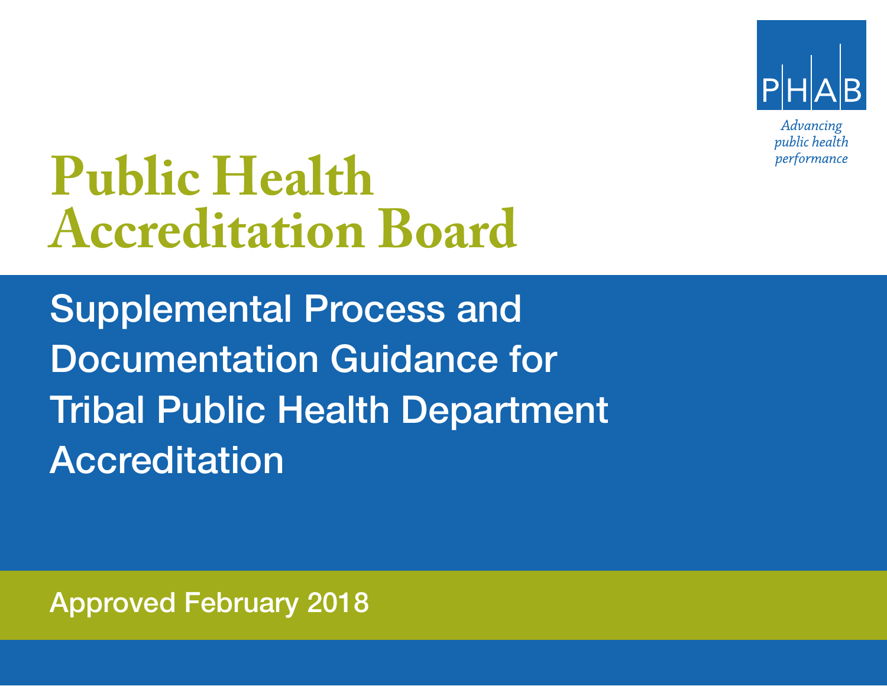PHAB

*Advancing public health performance*

# Public Health Accreditation Board

## Supplemental Process and Documentation Guidance for Tribal Public Health Department Accreditation

Approved February 2018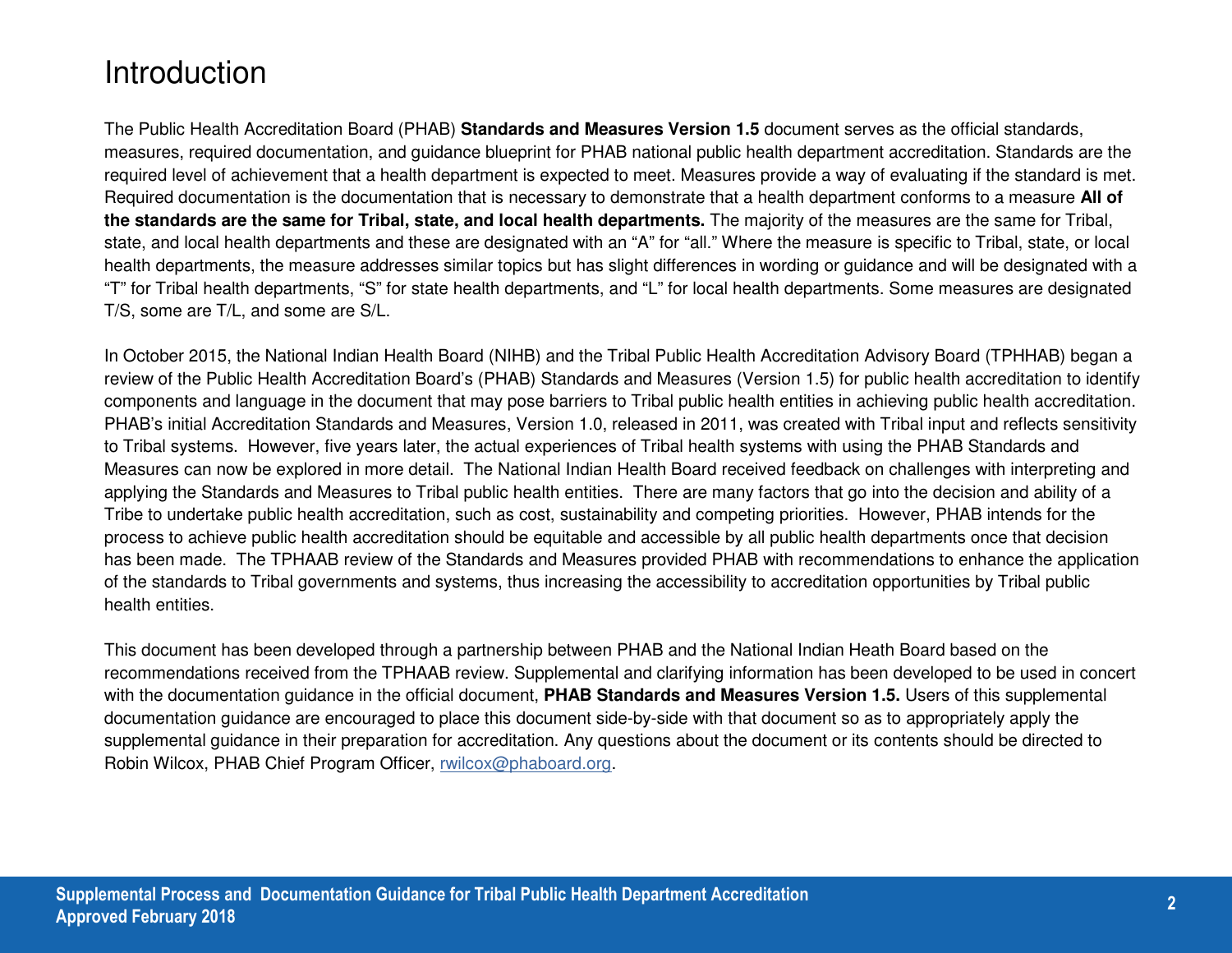# Introduction

The Public Health Accreditation Board (PHAB) **Standards and Measures Version 1.5** document serves as the official standards, measures, required documentation, and guidance blueprint for PHAB national public health department accreditation. Standards are the required level of achievement that a health department is expected to meet. Measures provide a way of evaluating if the standard is met. Required documentation is the documentation that is necessary to demonstrate that a health department conforms to a measure **All of the standards are the same for Tribal, state, and local health departments.** The majority of the measures are the same for Tribal, state, and local health departments and these are designated with an "A" for "all." Where the measure is specific to Tribal, state, or local health departments, the measure addresses similar topics but has slight differences in wording or guidance and will be designated with a "T" for Tribal health departments, "S" for state health departments, and "L" for local health departments. Some measures are designated T/S, some are T/L, and some are S/L.

In October 2015, the National Indian Health Board (NIHB) and the Tribal Public Health Accreditation Advisory Board (TPHHAB) began a review of the Public Health Accreditation Board's (PHAB) Standards and Measures (Version 1.5) for public health accreditation to identify components and language in the document that may pose barriers to Tribal public health entities in achieving public health accreditation. PHAB's initial Accreditation Standards and Measures, Version 1.0, released in 2011, was created with Tribal input and reflects sensitivity to Tribal systems. However, five years later, the actual experiences of Tribal health systems with using the PHAB Standards and Measures can now be explored in more detail. The National Indian Health Board received feedback on challenges with interpreting and applying the Standards and Measures to Tribal public health entities. There are many factors that go into the decision and ability of a Tribe to undertake public health accreditation, such as cost, sustainability and competing priorities. However, PHAB intends for the process to achieve public health accreditation should be equitable and accessible by all public health departments once that decision has been made. The TPHAAB review of the Standards and Measures provided PHAB with recommendations to enhance the application of the standards to Tribal governments and systems, thus increasing the accessibility to accreditation opportunities by Tribal public health entities.

This document has been developed through a partnership between PHAB and the National Indian Heath Board based on the recommendations received from the TPHAAB review. Supplemental and clarifying information has been developed to be used in concert with the documentation guidance in the official document, **PHAB Standards and Measures Version 1.5.** Users of this supplemental documentation guidance are encouraged to place this document side-by-side with that document so as to appropriately apply the supplemental guidance in their preparation for accreditation. Any questions about the document or its contents should be directed to Robin Wilcox, PHAB Chief Program Officer, rwilcox@phaboard.org.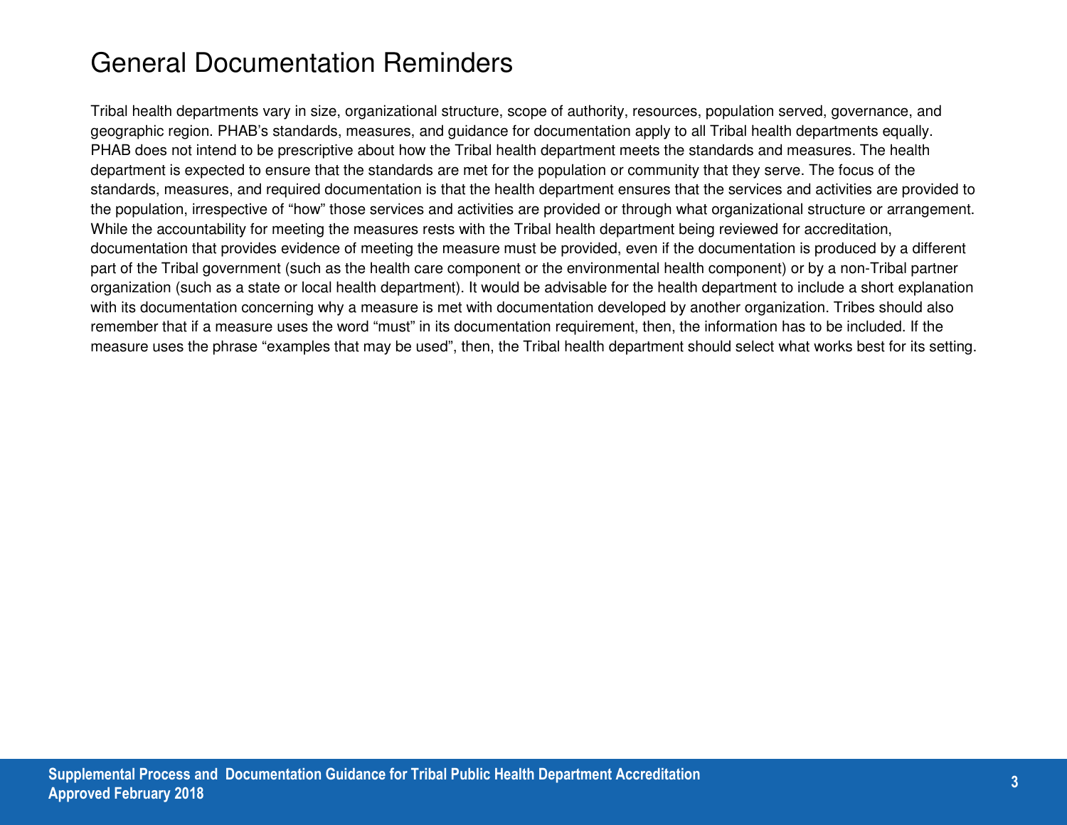# General Documentation Reminders

Tribal health departments vary in size, organizational structure, scope of authority, resources, population served, governance, and geographic region. PHAB's standards, measures, and guidance for documentation apply to all Tribal health departments equally. PHAB does not intend to be prescriptive about how the Tribal health department meets the standards and measures. The health department is expected to ensure that the standards are met for the population or community that they serve. The focus of the standards, measures, and required documentation is that the health department ensures that the services and activities are provided to the population, irrespective of "how" those services and activities are provided or through what organizational structure or arrangement. While the accountability for meeting the measures rests with the Tribal health department being reviewed for accreditation, documentation that provides evidence of meeting the measure must be provided, even if the documentation is produced by a different part of the Tribal government (such as the health care component or the environmental health component) or by a non-Tribal partner organization (such as a state or local health department). It would be advisable for the health department to include a short explanation with its documentation concerning why a measure is met with documentation developed by another organization. Tribes should also remember that if a measure uses the word "must" in its documentation requirement, then, the information has to be included. If the measure uses the phrase "examples that may be used", then, the Tribal health department should select what works best for its setting.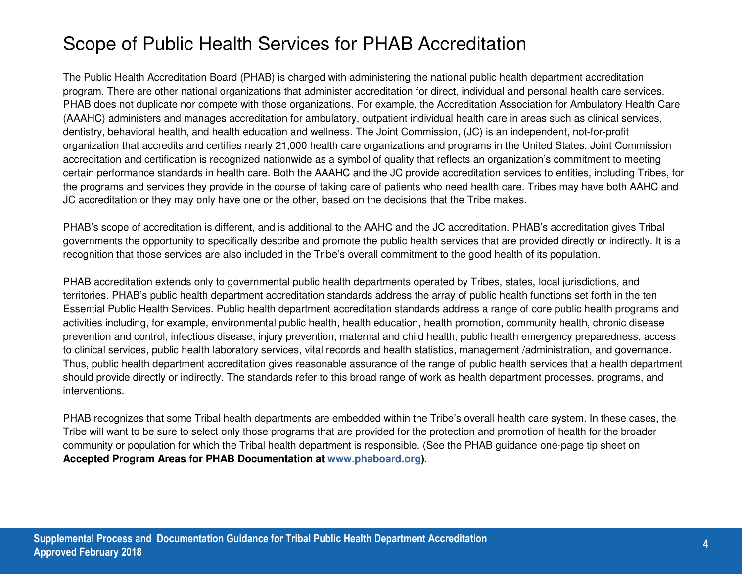# Scope of Public Health Services for PHAB Accreditation

The Public Health Accreditation Board (PHAB) is charged with administering the national public health department accreditation program. There are other national organizations that administer accreditation for direct, individual and personal health care services. PHAB does not duplicate nor compete with those organizations. For example, the Accreditation Association for Ambulatory Health Care (AAAHC) administers and manages accreditation for ambulatory, outpatient individual health care in areas such as clinical services, dentistry, behavioral health, and health education and wellness. The Joint Commission, (JC) is an independent, not-for-profit organization that accredits and certifies nearly 21,000 health care organizations and programs in the United States. Joint Commission accreditation and certification is recognized nationwide as a symbol of quality that reflects an organization's commitment to meeting certain performance standards in health care. Both the AAAHC and the JC provide accreditation services to entities, including Tribes, for the programs and services they provide in the course of taking care of patients who need health care. Tribes may have both AAHC and JC accreditation or they may only have one or the other, based on the decisions that the Tribe makes.

PHAB's scope of accreditation is different, and is additional to the AAHC and the JC accreditation. PHAB's accreditation gives Tribal governments the opportunity to specifically describe and promote the public health services that are provided directly or indirectly. It is a recognition that those services are also included in the Tribe's overall commitment to the good health of its population.

PHAB accreditation extends only to governmental public health departments operated by Tribes, states, local jurisdictions, and territories. PHAB's public health department accreditation standards address the array of public health functions set forth in the ten Essential Public Health Services. Public health department accreditation standards address a range of core public health programs and activities including, for example, environmental public health, health education, health promotion, community health, chronic disease prevention and control, infectious disease, injury prevention, maternal and child health, public health emergency preparedness, access to clinical services, public health laboratory services, vital records and health statistics, management /administration, and governance. Thus, public health department accreditation gives reasonable assurance of the range of public health services that a health department should provide directly or indirectly. The standards refer to this broad range of work as health department processes, programs, and interventions.

PHAB recognizes that some Tribal health departments are embedded within the Tribe's overall health care system. In these cases, the Tribe will want to be sure to select only those programs that are provided for the protection and promotion of health for the broader community or population for which the Tribal health department is responsible. (See the PHAB guidance one-page tip sheet on **Accepted Program Areas for PHAB Documentation at www.phaboard.org)**.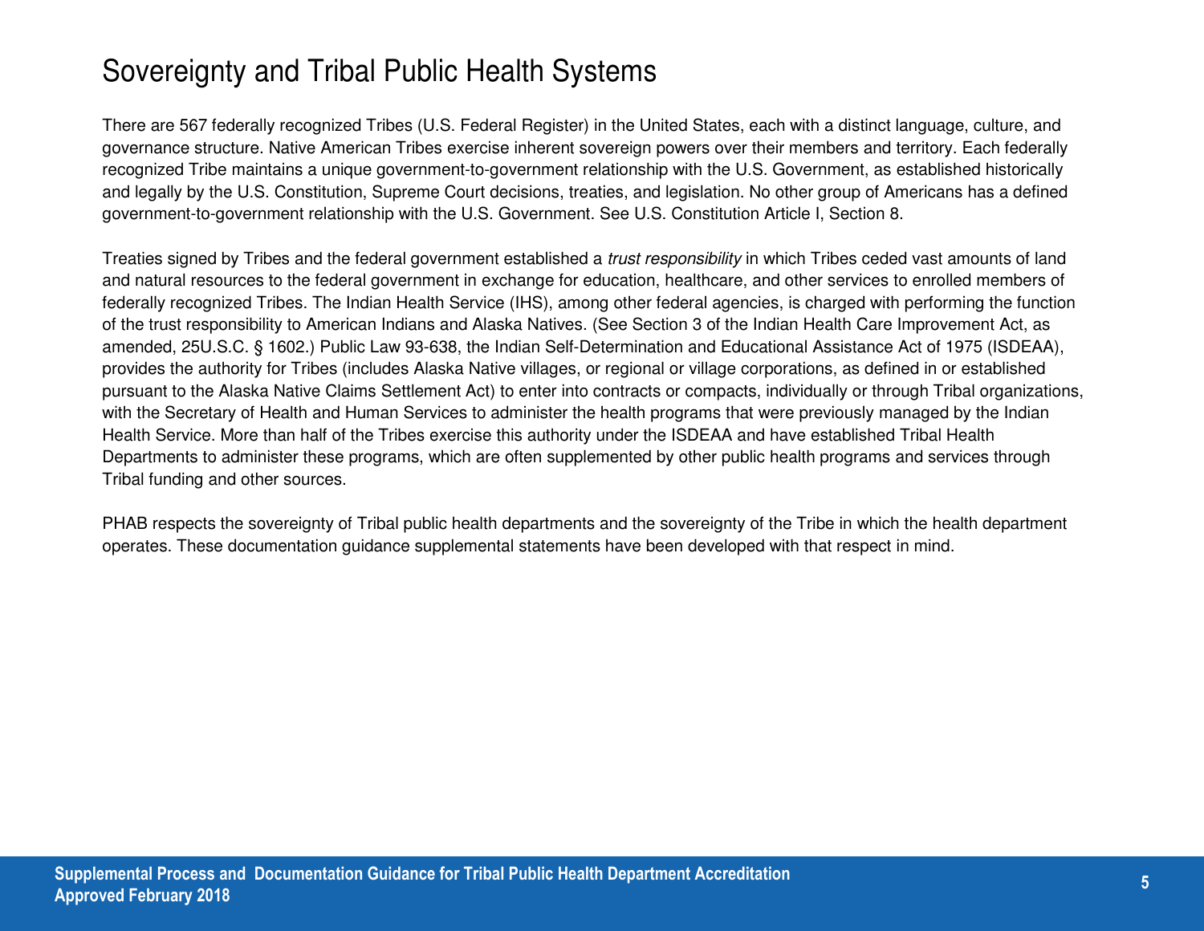# Sovereignty and Tribal Public Health Systems

There are 567 federally recognized Tribes (U.S. Federal Register) in the United States, each with a distinct language, culture, and governance structure. Native American Tribes exercise inherent sovereign powers over their members and territory. Each federally recognized Tribe maintains a unique government-to-government relationship with the U.S. Government, as established historically and legally by the U.S. Constitution, Supreme Court decisions, treaties, and legislation. No other group of Americans has a defined government-to-government relationship with the U.S. Government. See U.S. Constitution Article I, Section 8.

Treaties signed by Tribes and the federal government established a *trust responsibility* in which Tribes ceded vast amounts of land and natural resources to the federal government in exchange for education, healthcare, and other services to enrolled members of federally recognized Tribes. The Indian Health Service (IHS), among other federal agencies, is charged with performing the function of the trust responsibility to American Indians and Alaska Natives. (See Section 3 of the Indian Health Care Improvement Act, as amended, 25U.S.C. § 1602.) Public Law 93-638, the Indian Self-Determination and Educational Assistance Act of 1975 (ISDEAA), provides the authority for Tribes (includes Alaska Native villages, or regional or village corporations, as defined in or established pursuant to the Alaska Native Claims Settlement Act) to enter into contracts or compacts, individually or through Tribal organizations, with the Secretary of Health and Human Services to administer the health programs that were previously managed by the Indian Health Service. More than half of the Tribes exercise this authority under the ISDEAA and have established Tribal Health Departments to administer these programs, which are often supplemented by other public health programs and services through Tribal funding and other sources.

PHAB respects the sovereignty of Tribal public health departments and the sovereignty of the Tribe in which the health department operates. These documentation guidance supplemental statements have been developed with that respect in mind.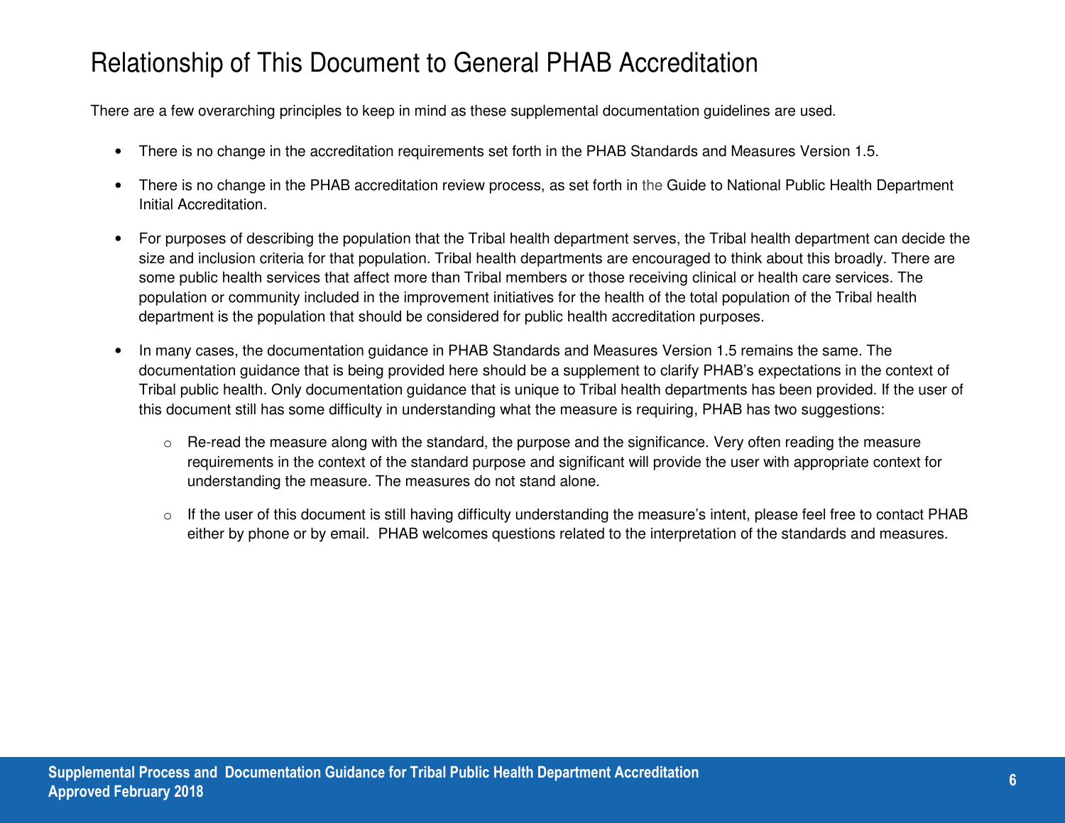# Relationship of This Document to General PHAB Accreditation

There are a few overarching principles to keep in mind as these supplemental documentation guidelines are used.

- There is no change in the accreditation requirements set forth in the PHAB Standards and Measures Version 1.5.
- There is no change in the PHAB accreditation review process, as set forth in the Guide to National Public Health Department Initial Accreditation.
- For purposes of describing the population that the Tribal health department serves, the Tribal health department can decide the size and inclusion criteria for that population. Tribal health departments are encouraged to think about this broadly. There are some public health services that affect more than Tribal members or those receiving clinical or health care services. The population or community included in the improvement initiatives for the health of the total population of the Tribal health department is the population that should be considered for public health accreditation purposes.
- In many cases, the documentation guidance in PHAB Standards and Measures Version 1.5 remains the same. The documentation guidance that is being provided here should be a supplement to clarify PHAB's expectations in the context of Tribal public health. Only documentation guidance that is unique to Tribal health departments has been provided. If the user of this document still has some difficulty in understanding what the measure is requiring, PHAB has two suggestions:
  - Re-read the measure along with the standard, the purpose and the significance. Very often reading the measure requirements in the context of the standard purpose and significant will provide the user with appropriate context for understanding the measure. The measures do not stand alone.
  - If the user of this document is still having difficulty understanding the measure's intent, please feel free to contact PHAB either by phone or by email. PHAB welcomes questions related to the interpretation of the standards and measures.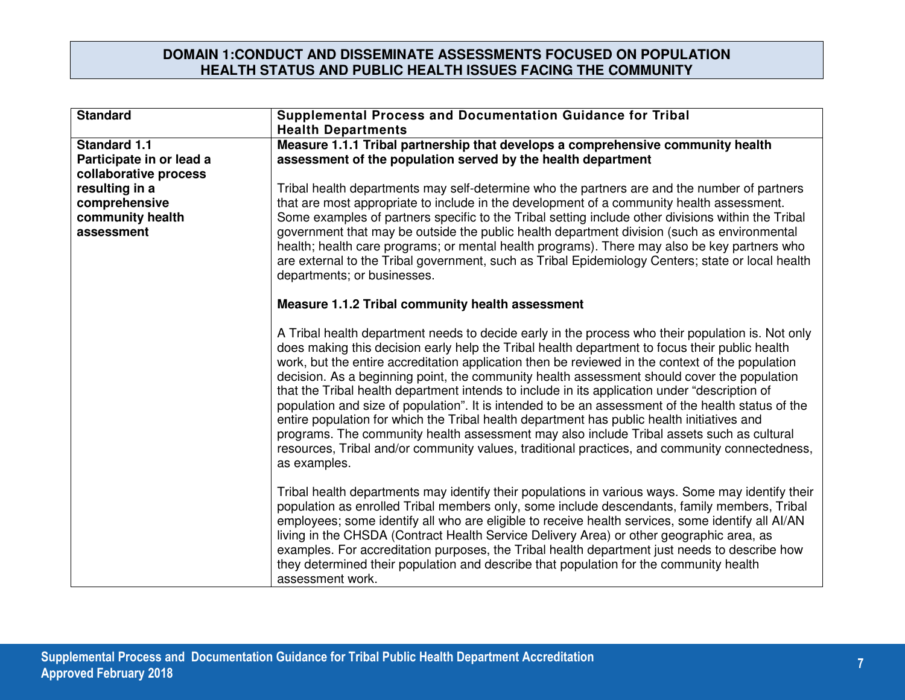## DOMAIN 1:CONDUCT AND DISSEMINATE ASSESSMENTS FOCUSED ON POPULATION HEALTH STATUS AND PUBLIC HEALTH ISSUES FACING THE COMMUNITY

| Standard | Supplemental Process and Documentation Guidance for Tribal Health Departments |
|---|---|
| **Standard 1.1 Participate in or lead a collaborative process resulting in a comprehensive community health assessment** | **Measure 1.1.1 Tribal partnership that develops a comprehensive community health assessment of the population served by the health department**<br><br>Tribal health departments may self-determine who the partners are and the number of partners that are most appropriate to include in the development of a community health assessment. Some examples of partners specific to the Tribal setting include other divisions within the Tribal government that may be outside the public health department division (such as environmental health; health care programs; or mental health programs). There may also be key partners who are external to the Tribal government, such as Tribal Epidemiology Centers; state or local health departments; or businesses.<br><br>**Measure 1.1.2 Tribal community health assessment**<br><br>A Tribal health department needs to decide early in the process who their population is. Not only does making this decision early help the Tribal health department to focus their public health work, but the entire accreditation application then be reviewed in the context of the population decision. As a beginning point, the community health assessment should cover the population that the Tribal health department intends to include in its application under "description of population and size of population". It is intended to be an assessment of the health status of the entire population for which the Tribal health department has public health initiatives and programs. The community health assessment may also include Tribal assets such as cultural resources, Tribal and/or community values, traditional practices, and community connectedness, as examples.<br><br>Tribal health departments may identify their populations in various ways. Some may identify their population as enrolled Tribal members only, some include descendants, family members, Tribal employees; some identify all who are eligible to receive health services, some identify all AI/AN living in the CHSDA (Contract Health Service Delivery Area) or other geographic area, as examples. For accreditation purposes, the Tribal health department just needs to describe how they determined their population and describe that population for the community health assessment work. |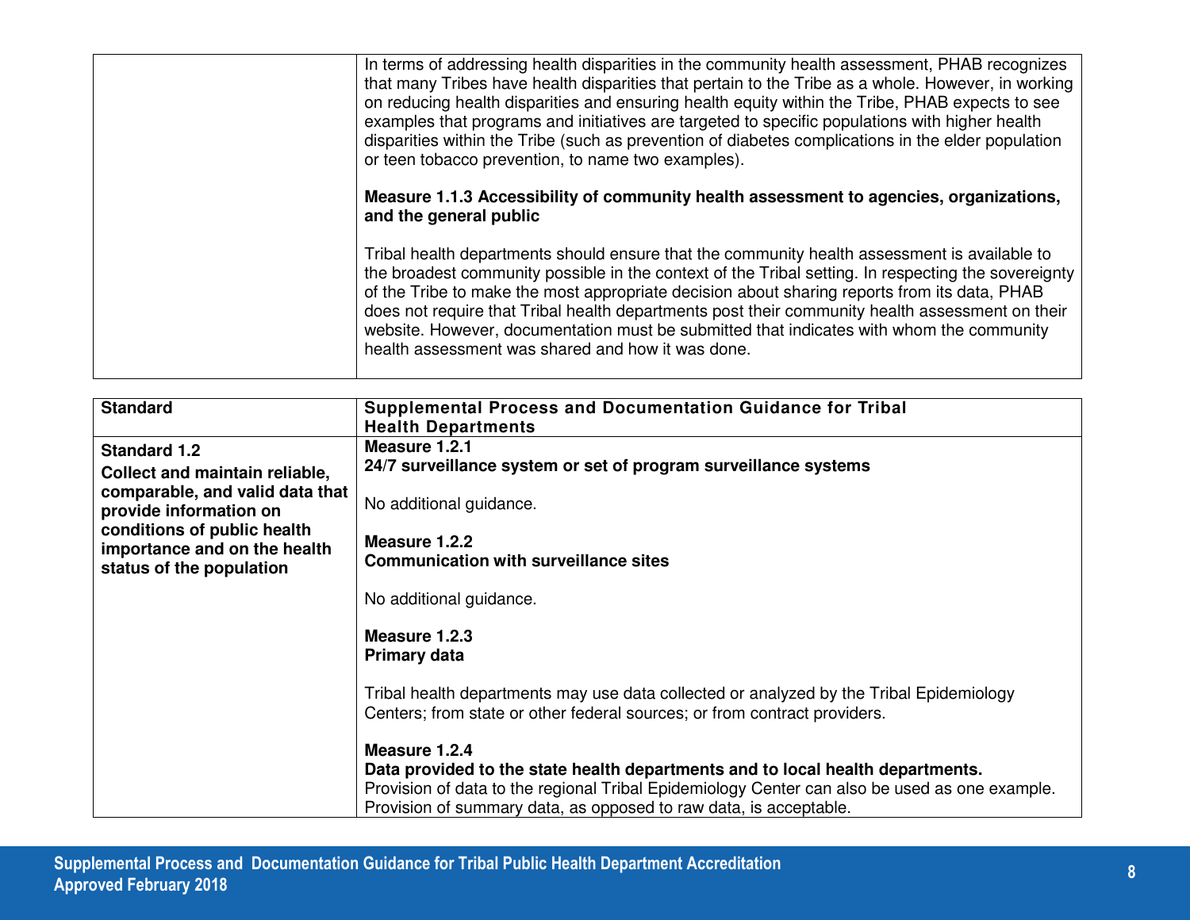| | |
|---|---|
| | In terms of addressing health disparities in the community health assessment, PHAB recognizes that many Tribes have health disparities that pertain to the Tribe as a whole. However, in working on reducing health disparities and ensuring health equity within the Tribe, PHAB expects to see examples that programs and initiatives are targeted to specific populations with higher health disparities within the Tribe (such as prevention of diabetes complications in the elder population or teen tobacco prevention, to name two examples).<br><br>**Measure 1.1.3 Accessibility of community health assessment to agencies, organizations, and the general public**<br><br>Tribal health departments should ensure that the community health assessment is available to the broadest community possible in the context of the Tribal setting. In respecting the sovereignty of the Tribe to make the most appropriate decision about sharing reports from its data, PHAB does not require that Tribal health departments post their community health assessment on their website. However, documentation must be submitted that indicates with whom the community health assessment was shared and how it was done. |

| Standard | Supplemental Process and Documentation Guidance for Tribal Health Departments |
|---|---|
| **Standard 1.2**<br>**Collect and maintain reliable, comparable, and valid data that provide information on conditions of public health importance and on the health status of the population** | **Measure 1.2.1**<br>**24/7 surveillance system or set of program surveillance systems**<br><br>No additional guidance.<br><br>**Measure 1.2.2**<br>**Communication with surveillance sites**<br><br>No additional guidance.<br><br>**Measure 1.2.3**<br>**Primary data**<br><br>Tribal health departments may use data collected or analyzed by the Tribal Epidemiology Centers; from state or other federal sources; or from contract providers.<br><br>**Measure 1.2.4**<br>**Data provided to the state health departments and to local health departments.**<br>Provision of data to the regional Tribal Epidemiology Center can also be used as one example. Provision of summary data, as opposed to raw data, is acceptable. |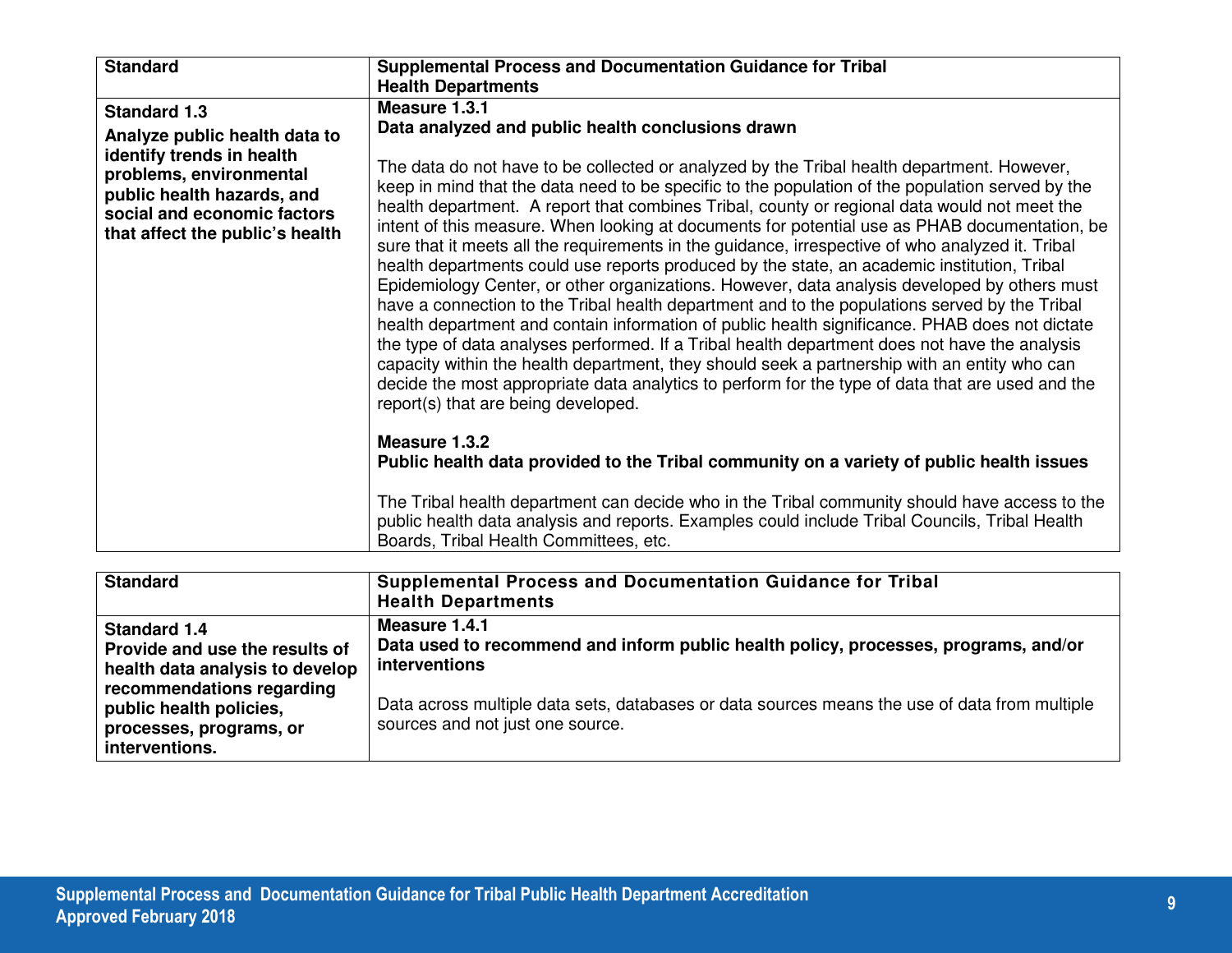| Standard | Supplemental Process and Documentation Guidance for Tribal Health Departments |
| --- | --- |
| **Standard 1.3**<br>**Analyze public health data to identify trends in health problems, environmental public health hazards, and social and economic factors that affect the public's health** | **Measure 1.3.1**<br>**Data analyzed and public health conclusions drawn**<br><br>The data do not have to be collected or analyzed by the Tribal health department. However, keep in mind that the data need to be specific to the population of the population served by the health department. A report that combines Tribal, county or regional data would not meet the intent of this measure. When looking at documents for potential use as PHAB documentation, be sure that it meets all the requirements in the guidance, irrespective of who analyzed it. Tribal health departments could use reports produced by the state, an academic institution, Tribal Epidemiology Center, or other organizations. However, data analysis developed by others must have a connection to the Tribal health department and to the populations served by the Tribal health department and contain information of public health significance. PHAB does not dictate the type of data analyses performed. If a Tribal health department does not have the analysis capacity within the health department, they should seek a partnership with an entity who can decide the most appropriate data analytics to perform for the type of data that are used and the report(s) that are being developed.<br><br>**Measure 1.3.2**<br>**Public health data provided to the Tribal community on a variety of public health issues**<br><br>The Tribal health department can decide who in the Tribal community should have access to the public health data analysis and reports. Examples could include Tribal Councils, Tribal Health Boards, Tribal Health Committees, etc. |

| Standard | Supplemental Process and Documentation Guidance for Tribal Health Departments |
| --- | --- |
| **Standard 1.4**<br>**Provide and use the results of health data analysis to develop recommendations regarding public health policies, processes, programs, or interventions.** | **Measure 1.4.1**<br>**Data used to recommend and inform public health policy, processes, programs, and/or interventions**<br><br>Data across multiple data sets, databases or data sources means the use of data from multiple sources and not just one source. |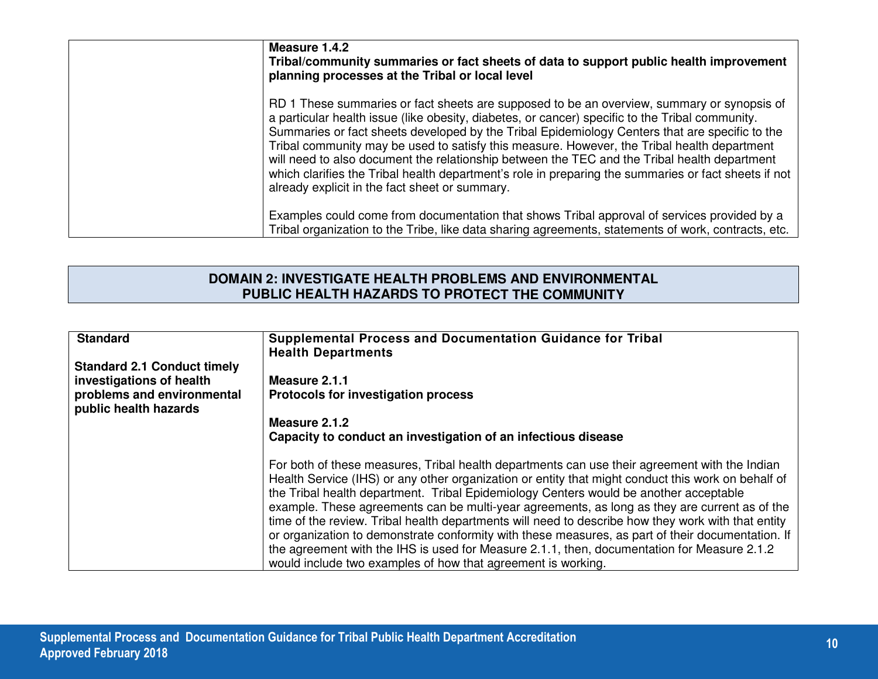| | |
|---|---|
| | **Measure 1.4.2**<br>**Tribal/community summaries or fact sheets of data to support public health improvement planning processes at the Tribal or local level**<br><br>RD 1 These summaries or fact sheets are supposed to be an overview, summary or synopsis of a particular health issue (like obesity, diabetes, or cancer) specific to the Tribal community. Summaries or fact sheets developed by the Tribal Epidemiology Centers that are specific to the Tribal community may be used to satisfy this measure. However, the Tribal health department will need to also document the relationship between the TEC and the Tribal health department which clarifies the Tribal health department's role in preparing the summaries or fact sheets if not already explicit in the fact sheet or summary.<br><br>Examples could come from documentation that shows Tribal approval of services provided by a Tribal organization to the Tribe, like data sharing agreements, statements of work, contracts, etc. |

## DOMAIN 2: INVESTIGATE HEALTH PROBLEMS AND ENVIRONMENTAL PUBLIC HEALTH HAZARDS TO PROTECT THE COMMUNITY

| Standard | Supplemental Process and Documentation Guidance for Tribal Health Departments |
|---|---|
| **Standard 2.1 Conduct timely investigations of health problems and environmental public health hazards** | **Measure 2.1.1**<br>**Protocols for investigation process**<br><br>**Measure 2.1.2**<br>**Capacity to conduct an investigation of an infectious disease**<br><br>For both of these measures, Tribal health departments can use their agreement with the Indian Health Service (IHS) or any other organization or entity that might conduct this work on behalf of the Tribal health department. Tribal Epidemiology Centers would be another acceptable example. These agreements can be multi-year agreements, as long as they are current as of the time of the review. Tribal health departments will need to describe how they work with that entity or organization to demonstrate conformity with these measures, as part of their documentation. If the agreement with the IHS is used for Measure 2.1.1, then, documentation for Measure 2.1.2 would include two examples of how that agreement is working. |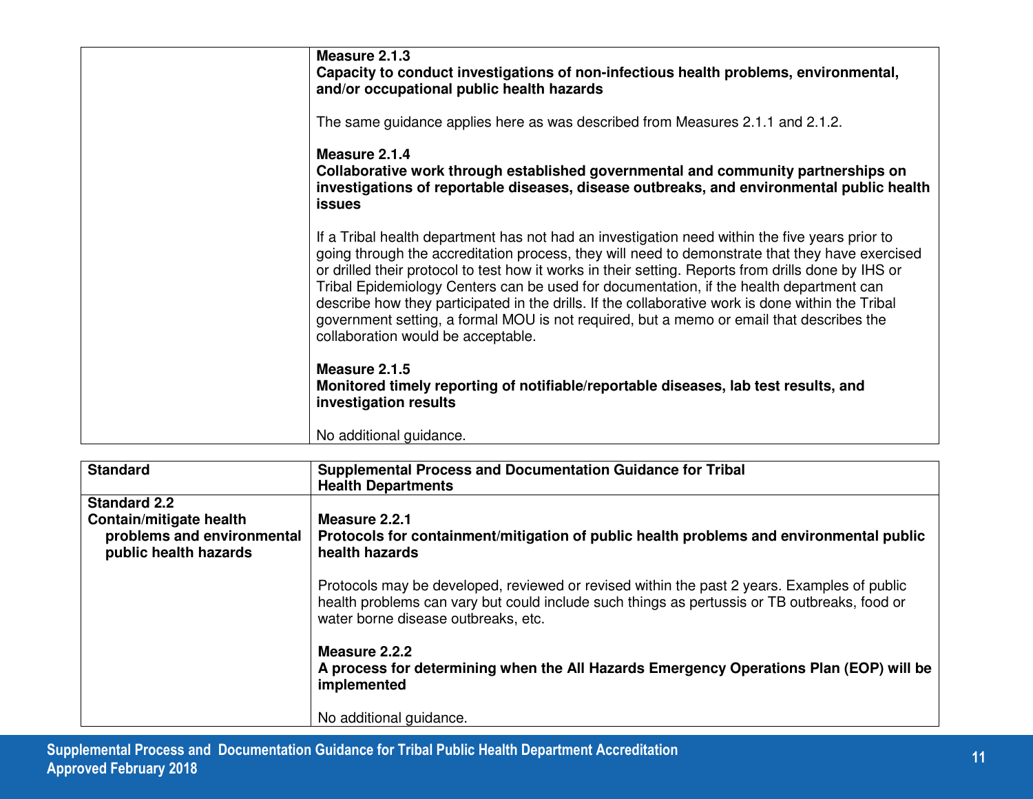| | |
|---|---|
| | **Measure 2.1.3**<br>**Capacity to conduct investigations of non-infectious health problems, environmental, and/or occupational public health hazards**<br><br>The same guidance applies here as was described from Measures 2.1.1 and 2.1.2.<br><br>**Measure 2.1.4**<br>**Collaborative work through established governmental and community partnerships on investigations of reportable diseases, disease outbreaks, and environmental public health issues**<br><br>If a Tribal health department has not had an investigation need within the five years prior to going through the accreditation process, they will need to demonstrate that they have exercised or drilled their protocol to test how it works in their setting. Reports from drills done by IHS or Tribal Epidemiology Centers can be used for documentation, if the health department can describe how they participated in the drills. If the collaborative work is done within the Tribal government setting, a formal MOU is not required, but a memo or email that describes the collaboration would be acceptable.<br><br>**Measure 2.1.5**<br>**Monitored timely reporting of notifiable/reportable diseases, lab test results, and investigation results**<br><br>No additional guidance. |

| Standard | Supplemental Process and Documentation Guidance for Tribal Health Departments |
|---|---|
| **Standard 2.2**<br>**Contain/mitigate health problems and environmental public health hazards** | **Measure 2.2.1**<br>**Protocols for containment/mitigation of public health problems and environmental public health hazards**<br><br>Protocols may be developed, reviewed or revised within the past 2 years. Examples of public health problems can vary but could include such things as pertussis or TB outbreaks, food or water borne disease outbreaks, etc.<br><br>**Measure 2.2.2**<br>**A process for determining when the All Hazards Emergency Operations Plan (EOP) will be implemented**<br><br>No additional guidance. |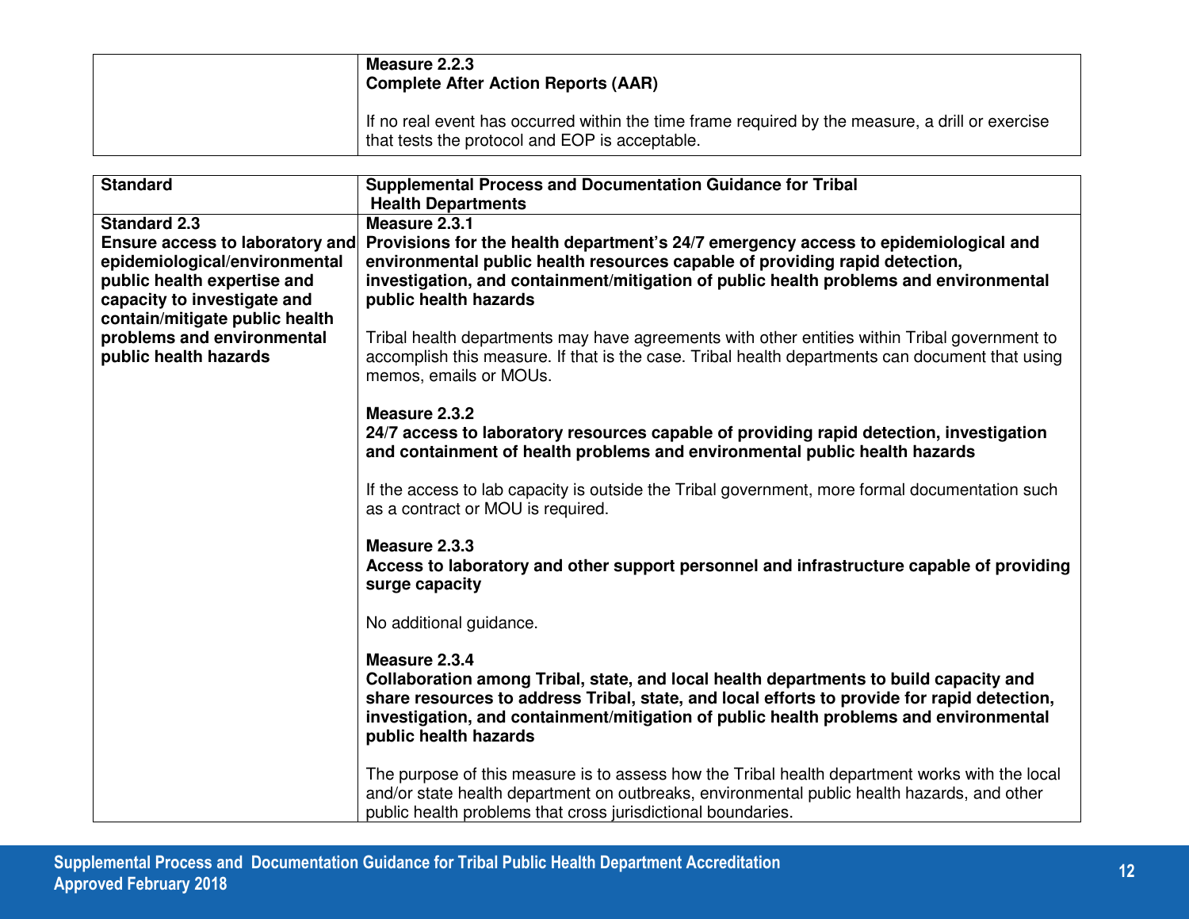| | |
|---|---|
| | **Measure 2.2.3**<br>**Complete After Action Reports (AAR)**<br><br>If no real event has occurred within the time frame required by the measure, a drill or exercise that tests the protocol and EOP is acceptable. |

| Standard | Supplemental Process and Documentation Guidance for Tribal Health Departments |
|---|---|
| **Standard 2.3**<br>**Ensure access to laboratory and epidemiological/environmental public health expertise and capacity to investigate and contain/mitigate public health problems and environmental public health hazards** | **Measure 2.3.1**<br>**Provisions for the health department's 24/7 emergency access to epidemiological and environmental public health resources capable of providing rapid detection, investigation, and containment/mitigation of public health problems and environmental public health hazards**<br><br>Tribal health departments may have agreements with other entities within Tribal government to accomplish this measure. If that is the case. Tribal health departments can document that using memos, emails or MOUs.<br><br>**Measure 2.3.2**<br>**24/7 access to laboratory resources capable of providing rapid detection, investigation and containment of health problems and environmental public health hazards**<br><br>If the access to lab capacity is outside the Tribal government, more formal documentation such as a contract or MOU is required.<br><br>**Measure 2.3.3**<br>**Access to laboratory and other support personnel and infrastructure capable of providing surge capacity**<br><br>No additional guidance.<br><br>**Measure 2.3.4**<br>**Collaboration among Tribal, state, and local health departments to build capacity and share resources to address Tribal, state, and local efforts to provide for rapid detection, investigation, and containment/mitigation of public health problems and environmental public health hazards**<br><br>The purpose of this measure is to assess how the Tribal health department works with the local and/or state health department on outbreaks, environmental public health hazards, and other public health problems that cross jurisdictional boundaries. |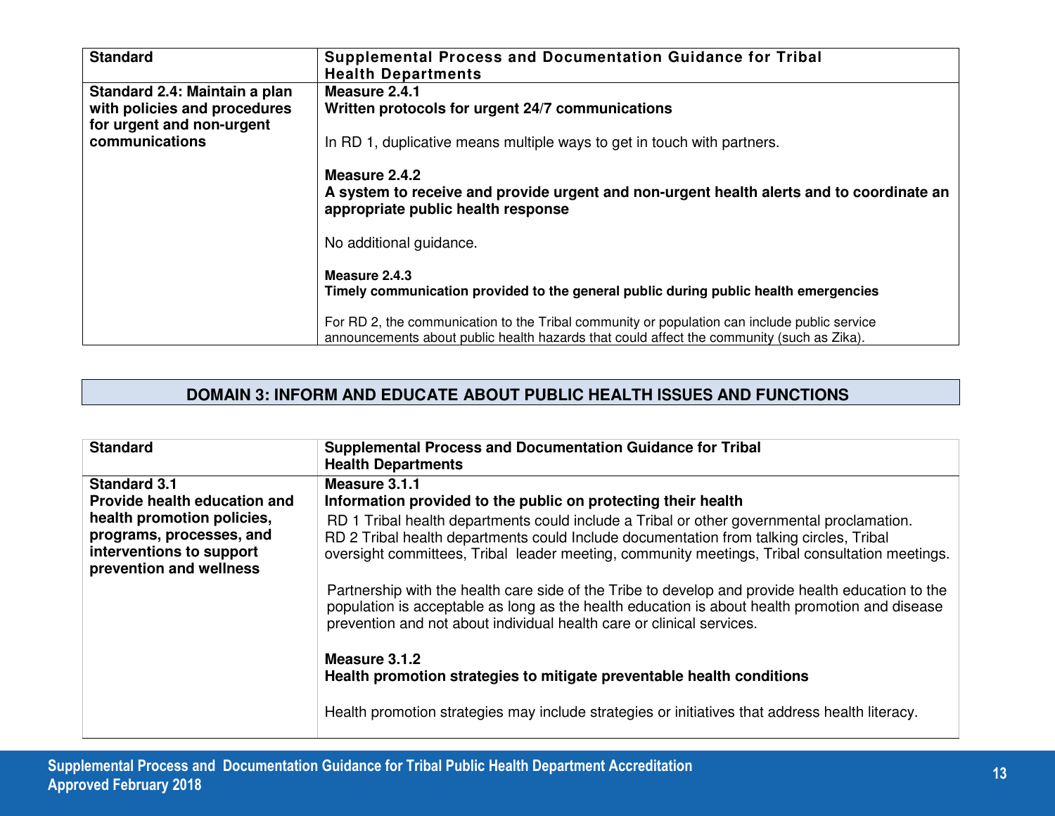| Standard | Supplemental Process and Documentation Guidance for Tribal Health Departments |
|---|---|
| **Standard 2.4: Maintain a plan with policies and procedures for urgent and non-urgent communications** | **Measure 2.4.1**<br>**Written protocols for urgent 24/7 communications**<br><br>In RD 1, duplicative means multiple ways to get in touch with partners.<br><br>**Measure 2.4.2**<br>**A system to receive and provide urgent and non-urgent health alerts and to coordinate an appropriate public health response**<br><br>No additional guidance.<br><br>**Measure 2.4.3**<br>**Timely communication provided to the general public during public health emergencies**<br><br>For RD 2, the communication to the Tribal community or population can include public service announcements about public health hazards that could affect the community (such as Zika). |

## DOMAIN 3: INFORM AND EDUCATE ABOUT PUBLIC HEALTH ISSUES AND FUNCTIONS

| Standard | Supplemental Process and Documentation Guidance for Tribal Health Departments |
|---|---|
| **Standard 3.1**<br>**Provide health education and health promotion policies, programs, processes, and interventions to support prevention and wellness** | **Measure 3.1.1**<br>**Information provided to the public on protecting their health**<br>RD 1 Tribal health departments could include a Tribal or other governmental proclamation.<br>RD 2 Tribal health departments could Include documentation from talking circles, Tribal oversight committees, Tribal leader meeting, community meetings, Tribal consultation meetings.<br><br>Partnership with the health care side of the Tribe to develop and provide health education to the population is acceptable as long as the health education is about health promotion and disease prevention and not about individual health care or clinical services.<br><br>**Measure 3.1.2**<br>**Health promotion strategies to mitigate preventable health conditions**<br><br>Health promotion strategies may include strategies or initiatives that address health literacy. |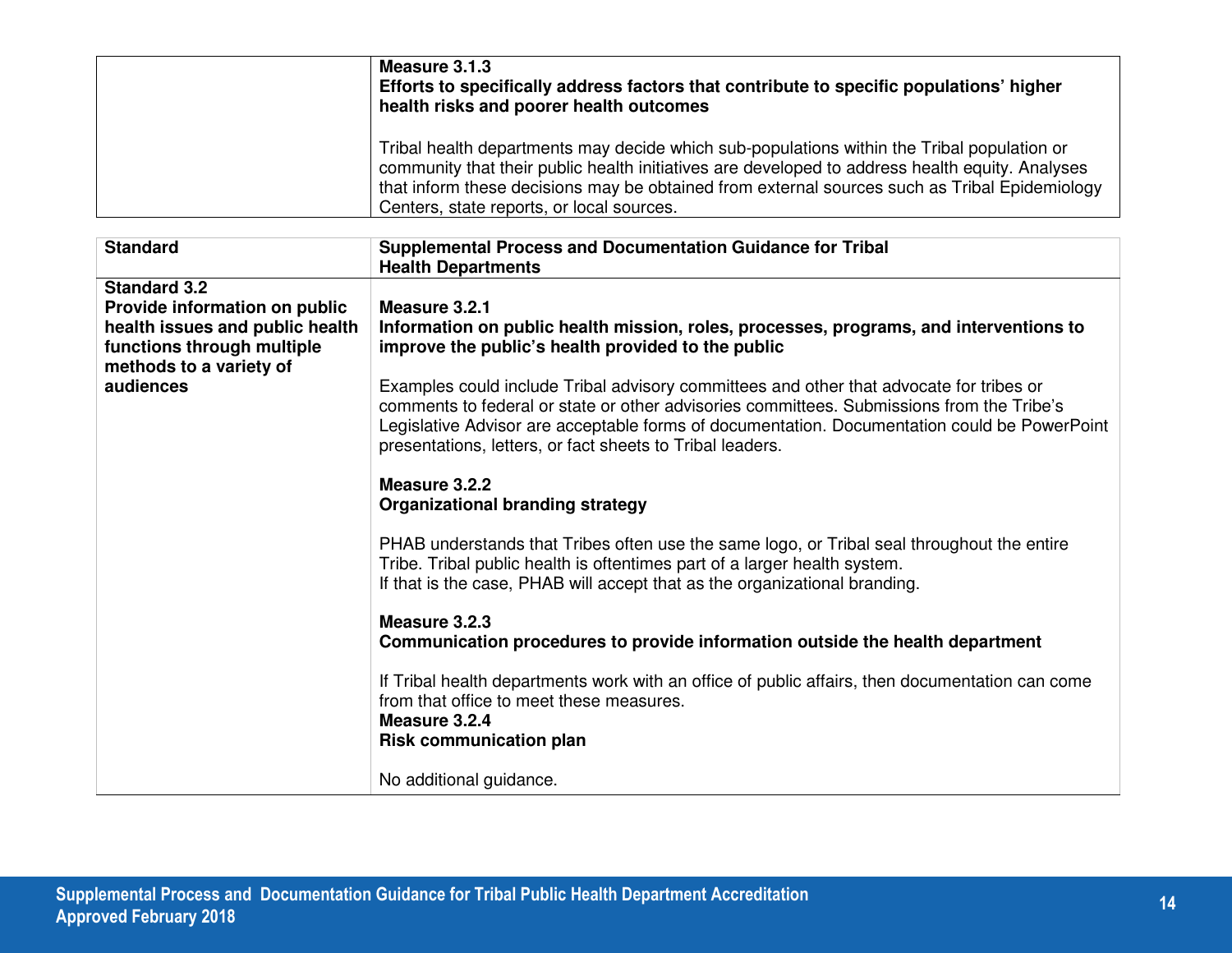| | |
|---|---|
| | **Measure 3.1.3**<br>**Efforts to specifically address factors that contribute to specific populations' higher health risks and poorer health outcomes**<br><br>Tribal health departments may decide which sub-populations within the Tribal population or community that their public health initiatives are developed to address health equity. Analyses that inform these decisions may be obtained from external sources such as Tribal Epidemiology Centers, state reports, or local sources. |

| Standard | Supplemental Process and Documentation Guidance for Tribal Health Departments |
|---|---|
| **Standard 3.2**<br>**Provide information on public health issues and public health functions through multiple methods to a variety of audiences** | **Measure 3.2.1**<br>**Information on public health mission, roles, processes, programs, and interventions to improve the public's health provided to the public**<br><br>Examples could include Tribal advisory committees and other that advocate for tribes or comments to federal or state or other advisories committees. Submissions from the Tribe's Legislative Advisor are acceptable forms of documentation. Documentation could be PowerPoint presentations, letters, or fact sheets to Tribal leaders.<br><br>**Measure 3.2.2**<br>**Organizational branding strategy**<br><br>PHAB understands that Tribes often use the same logo, or Tribal seal throughout the entire Tribe. Tribal public health is oftentimes part of a larger health system. If that is the case, PHAB will accept that as the organizational branding.<br><br>**Measure 3.2.3**<br>**Communication procedures to provide information outside the health department**<br><br>If Tribal health departments work with an office of public affairs, then documentation can come from that office to meet these measures.<br>**Measure 3.2.4**<br>**Risk communication plan**<br><br>No additional guidance. |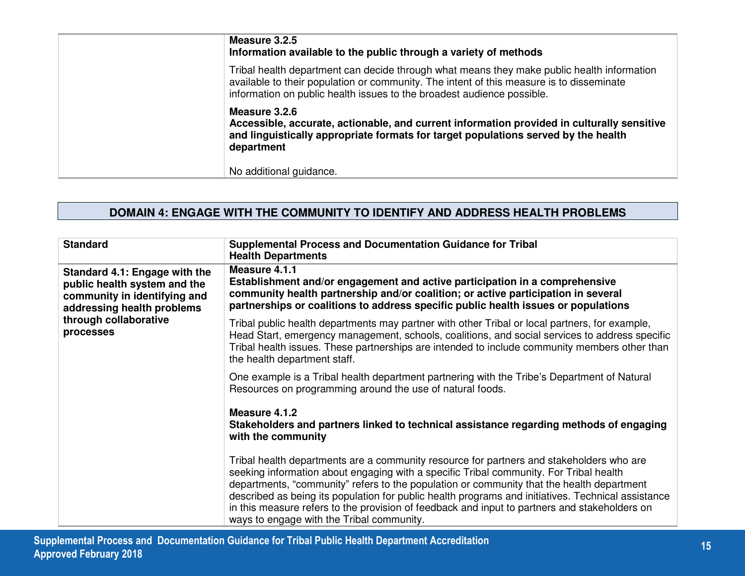| | |
|---|---|
| | **Measure 3.2.5**<br>**Information available to the public through a variety of methods**<br><br>Tribal health department can decide through what means they make public health information available to their population or community. The intent of this measure is to disseminate information on public health issues to the broadest audience possible.<br><br>**Measure 3.2.6**<br>**Accessible, accurate, actionable, and current information provided in culturally sensitive and linguistically appropriate formats for target populations served by the health department**<br><br>No additional guidance. |

## DOMAIN 4: ENGAGE WITH THE COMMUNITY TO IDENTIFY AND ADDRESS HEALTH PROBLEMS

| Standard | Supplemental Process and Documentation Guidance for Tribal Health Departments |
|---|---|
| **Standard 4.1: Engage with the public health system and the community in identifying and addressing health problems through collaborative processes** | **Measure 4.1.1**<br>**Establishment and/or engagement and active participation in a comprehensive community health partnership and/or coalition; or active participation in several partnerships or coalitions to address specific public health issues or populations**<br><br>Tribal public health departments may partner with other Tribal or local partners, for example, Head Start, emergency management, schools, coalitions, and social services to address specific Tribal health issues. These partnerships are intended to include community members other than the health department staff.<br><br>One example is a Tribal health department partnering with the Tribe's Department of Natural Resources on programming around the use of natural foods.<br><br>**Measure 4.1.2**<br>**Stakeholders and partners linked to technical assistance regarding methods of engaging with the community**<br><br>Tribal health departments are a community resource for partners and stakeholders who are seeking information about engaging with a specific Tribal community. For Tribal health departments, "community" refers to the population or community that the health department described as being its population for public health programs and initiatives. Technical assistance in this measure refers to the provision of feedback and input to partners and stakeholders on ways to engage with the Tribal community. |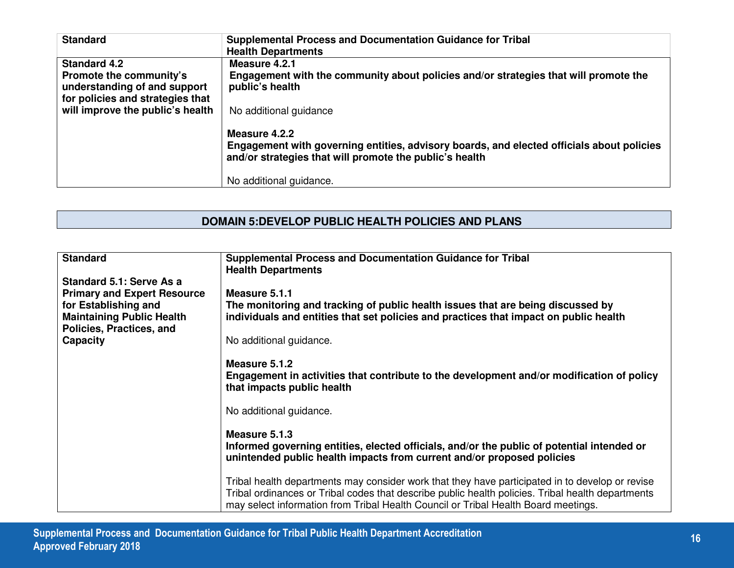| Standard | Supplemental Process and Documentation Guidance for Tribal Health Departments |
| --- | --- |
| **Standard 4.2**<br>**Promote the community's understanding of and support for policies and strategies that will improve the public's health** | **Measure 4.2.1**<br>**Engagement with the community about policies and/or strategies that will promote the public's health**<br><br>No additional guidance<br><br>**Measure 4.2.2**<br>**Engagement with governing entities, advisory boards, and elected officials about policies and/or strategies that will promote the public's health**<br><br>No additional guidance. |

## DOMAIN 5:DEVELOP PUBLIC HEALTH POLICIES AND PLANS

| Standard | Supplemental Process and Documentation Guidance for Tribal Health Departments |
| --- | --- |
| **Standard 5.1: Serve As a Primary and Expert Resource for Establishing and Maintaining Public Health Policies, Practices, and Capacity** | **Measure 5.1.1**<br>**The monitoring and tracking of public health issues that are being discussed by individuals and entities that set policies and practices that impact on public health**<br><br>No additional guidance.<br><br>**Measure 5.1.2**<br>**Engagement in activities that contribute to the development and/or modification of policy that impacts public health**<br><br>No additional guidance.<br><br>**Measure 5.1.3**<br>**Informed governing entities, elected officials, and/or the public of potential intended or unintended public health impacts from current and/or proposed policies**<br><br>Tribal health departments may consider work that they have participated in to develop or revise Tribal ordinances or Tribal codes that describe public health policies. Tribal health departments may select information from Tribal Health Council or Tribal Health Board meetings. |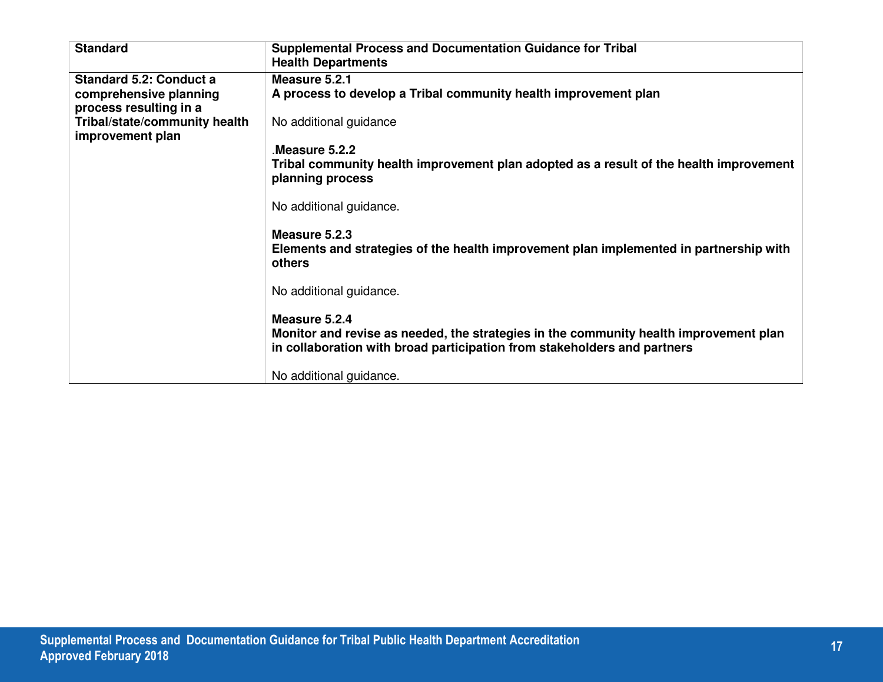| Standard | Supplemental Process and Documentation Guidance for Tribal Health Departments |
|---|---|
| **Standard 5.2: Conduct a comprehensive planning process resulting in a Tribal/state/community health improvement plan** | **Measure 5.2.1**<br>**A process to develop a Tribal community health improvement plan**<br><br>No additional guidance<br><br>.**Measure 5.2.2**<br>**Tribal community health improvement plan adopted as a result of the health improvement planning process**<br><br>No additional guidance.<br><br>**Measure 5.2.3**<br>**Elements and strategies of the health improvement plan implemented in partnership with others**<br><br>No additional guidance.<br><br>**Measure 5.2.4**<br>**Monitor and revise as needed, the strategies in the community health improvement plan in collaboration with broad participation from stakeholders and partners**<br><br>No additional guidance. |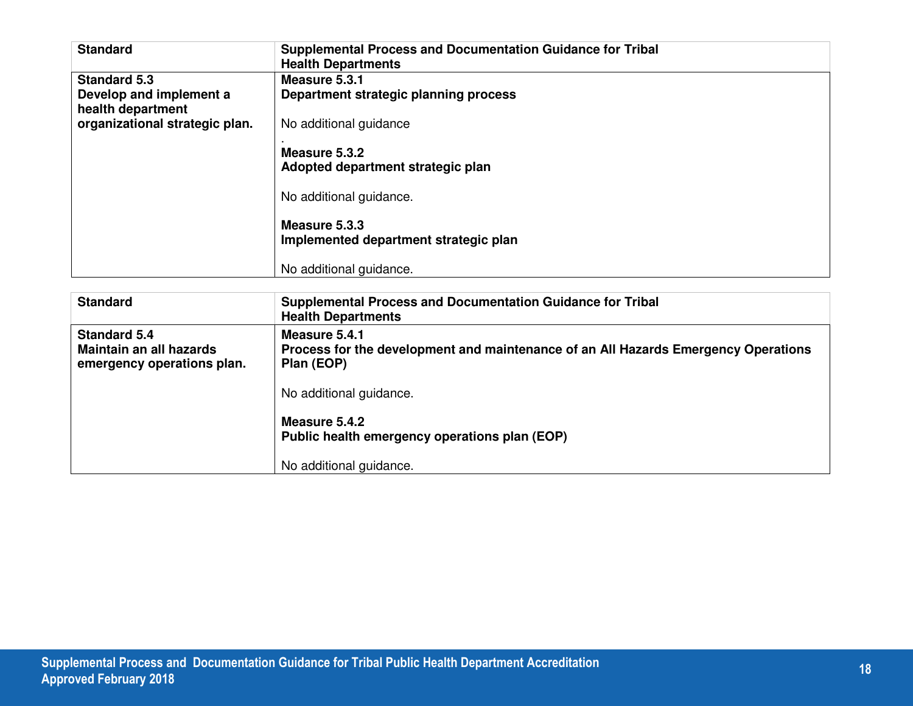| Standard | Supplemental Process and Documentation Guidance for Tribal Health Departments |
|---|---|
| **Standard 5.3** **Develop and implement a health department organizational strategic plan.** | **Measure 5.3.1** **Department strategic planning process** <br><br> No additional guidance <br> . <br> **Measure 5.3.2** **Adopted department strategic plan** <br><br> No additional guidance. <br><br> **Measure 5.3.3** **Implemented department strategic plan** <br><br> No additional guidance. |

| Standard | Supplemental Process and Documentation Guidance for Tribal Health Departments |
|---|---|
| **Standard 5.4** **Maintain an all hazards emergency operations plan.** | **Measure 5.4.1** **Process for the development and maintenance of an All Hazards Emergency Operations Plan (EOP)** <br><br> No additional guidance. <br><br> **Measure 5.4.2** **Public health emergency operations plan (EOP)** <br><br> No additional guidance. |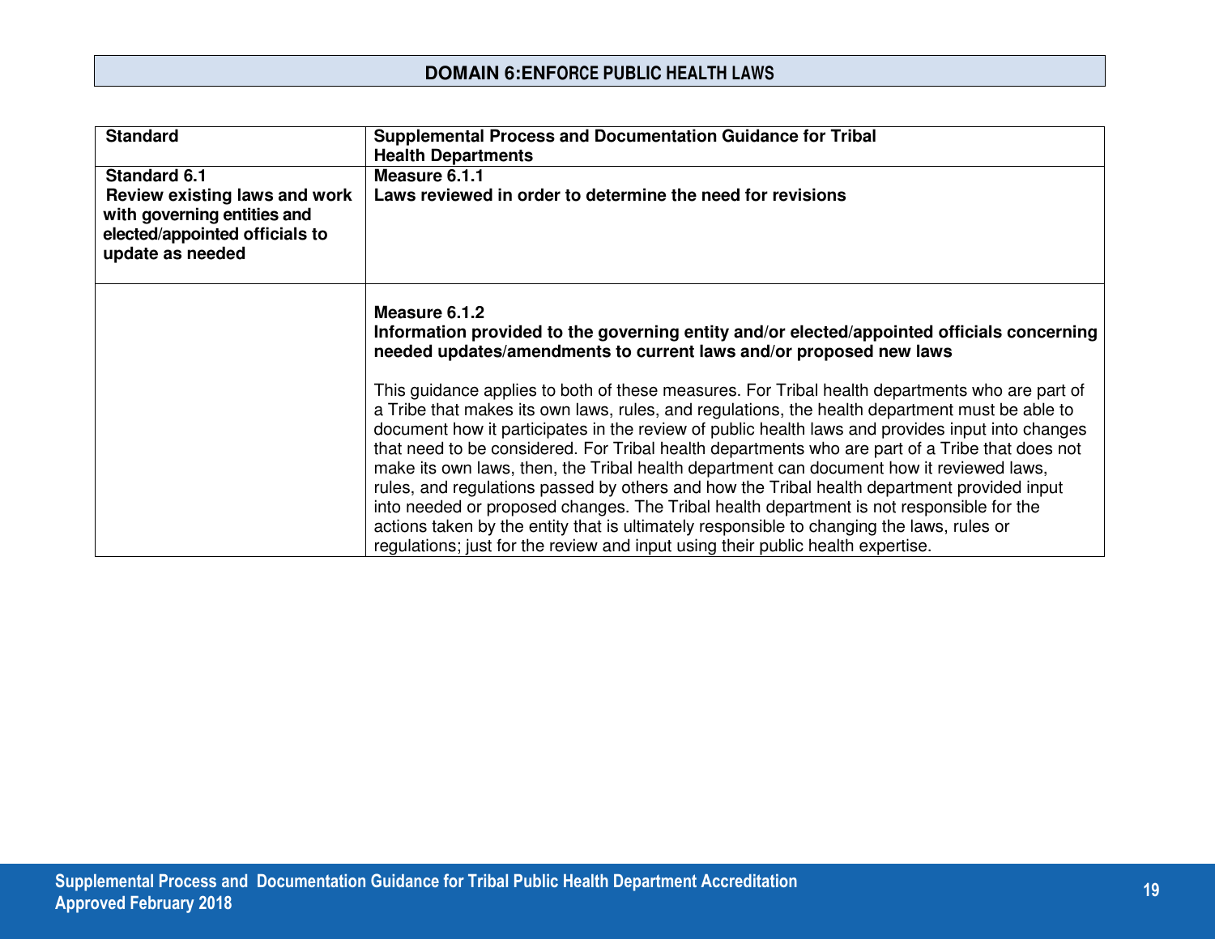## DOMAIN 6:ENFORCE PUBLIC HEALTH LAWS

| Standard | Supplemental Process and Documentation Guidance for Tribal Health Departments |
|---|---|
| **Standard 6.1**<br>**Review existing laws and work with governing entities and elected/appointed officials to update as needed** | **Measure 6.1.1**<br>**Laws reviewed in order to determine the need for revisions** |
| | **Measure 6.1.2**<br>**Information provided to the governing entity and/or elected/appointed officials concerning needed updates/amendments to current laws and/or proposed new laws**<br><br>This guidance applies to both of these measures. For Tribal health departments who are part of a Tribe that makes its own laws, rules, and regulations, the health department must be able to document how it participates in the review of public health laws and provides input into changes that need to be considered. For Tribal health departments who are part of a Tribe that does not make its own laws, then, the Tribal health department can document how it reviewed laws, rules, and regulations passed by others and how the Tribal health department provided input into needed or proposed changes. The Tribal health department is not responsible for the actions taken by the entity that is ultimately responsible to changing the laws, rules or regulations; just for the review and input using their public health expertise. |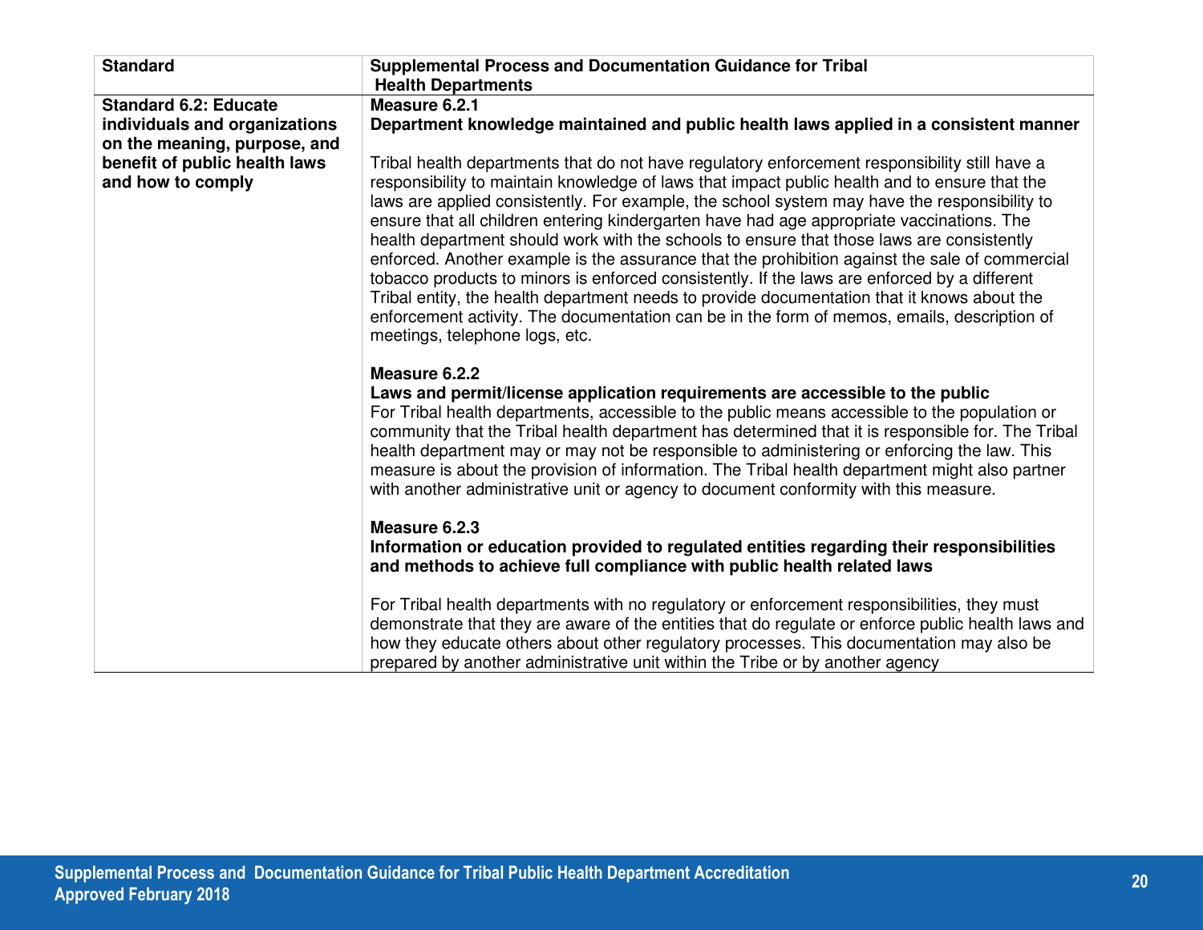| Standard | Supplemental Process and Documentation Guidance for Tribal Health Departments |
|---|---|
| **Standard 6.2: Educate individuals and organizations on the meaning, purpose, and benefit of public health laws and how to comply** | **Measure 6.2.1**<br>**Department knowledge maintained and public health laws applied in a consistent manner**<br><br>Tribal health departments that do not have regulatory enforcement responsibility still have a responsibility to maintain knowledge of laws that impact public health and to ensure that the laws are applied consistently. For example, the school system may have the responsibility to ensure that all children entering kindergarten have had age appropriate vaccinations. The health department should work with the schools to ensure that those laws are consistently enforced. Another example is the assurance that the prohibition against the sale of commercial tobacco products to minors is enforced consistently. If the laws are enforced by a different Tribal entity, the health department needs to provide documentation that it knows about the enforcement activity. The documentation can be in the form of memos, emails, description of meetings, telephone logs, etc.<br><br>**Measure 6.2.2**<br>**Laws and permit/license application requirements are accessible to the public**<br>For Tribal health departments, accessible to the public means accessible to the population or community that the Tribal health department has determined that it is responsible for. The Tribal health department may or may not be responsible to administering or enforcing the law. This measure is about the provision of information. The Tribal health department might also partner with another administrative unit or agency to document conformity with this measure.<br><br>**Measure 6.2.3**<br>**Information or education provided to regulated entities regarding their responsibilities and methods to achieve full compliance with public health related laws**<br><br>For Tribal health departments with no regulatory or enforcement responsibilities, they must demonstrate that they are aware of the entities that do regulate or enforce public health laws and how they educate others about other regulatory processes. This documentation may also be prepared by another administrative unit within the Tribe or by another agency |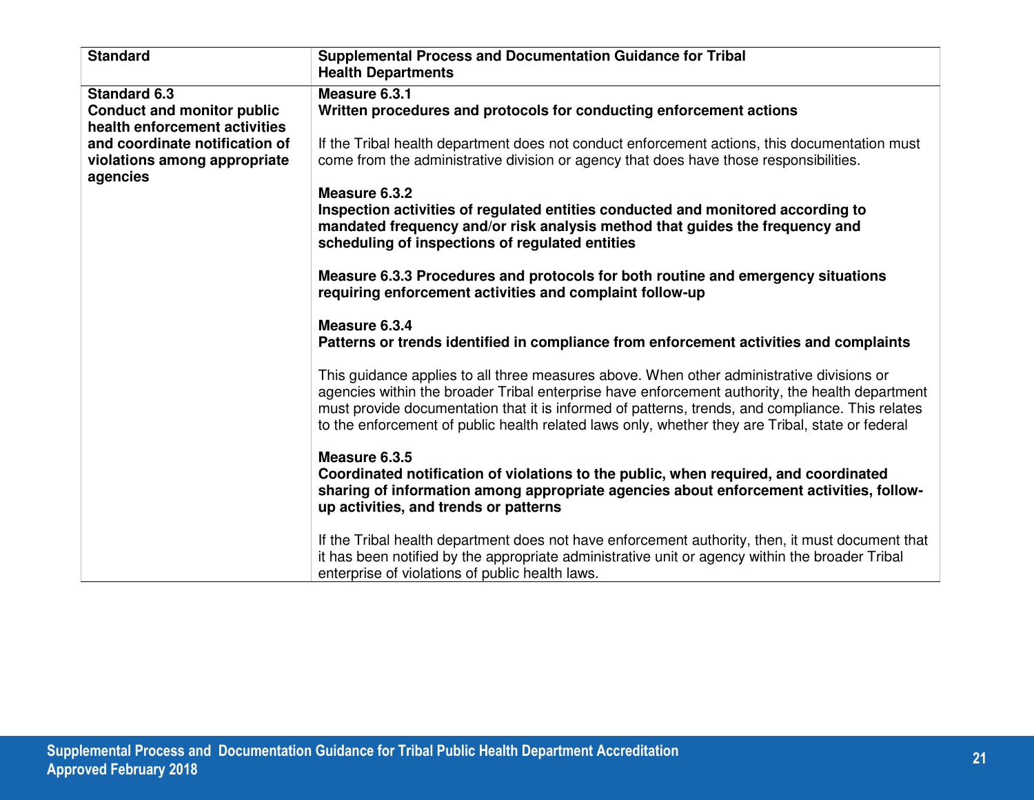| Standard | Supplemental Process and Documentation Guidance for Tribal Health Departments |
|---|---|
| **Standard 6.3**<br>**Conduct and monitor public health enforcement activities and coordinate notification of violations among appropriate agencies** | **Measure 6.3.1**<br>**Written procedures and protocols for conducting enforcement actions**<br><br>If the Tribal health department does not conduct enforcement actions, this documentation must come from the administrative division or agency that does have those responsibilities.<br><br>**Measure 6.3.2**<br>**Inspection activities of regulated entities conducted and monitored according to mandated frequency and/or risk analysis method that guides the frequency and scheduling of inspections of regulated entities**<br><br>**Measure 6.3.3 Procedures and protocols for both routine and emergency situations requiring enforcement activities and complaint follow-up**<br><br>**Measure 6.3.4**<br>**Patterns or trends identified in compliance from enforcement activities and complaints**<br><br>This guidance applies to all three measures above. When other administrative divisions or agencies within the broader Tribal enterprise have enforcement authority, the health department must provide documentation that it is informed of patterns, trends, and compliance. This relates to the enforcement of public health related laws only, whether they are Tribal, state or federal<br><br>**Measure 6.3.5**<br>**Coordinated notification of violations to the public, when required, and coordinated sharing of information among appropriate agencies about enforcement activities, follow-up activities, and trends or patterns**<br><br>If the Tribal health department does not have enforcement authority, then, it must document that it has been notified by the appropriate administrative unit or agency within the broader Tribal enterprise of violations of public health laws. |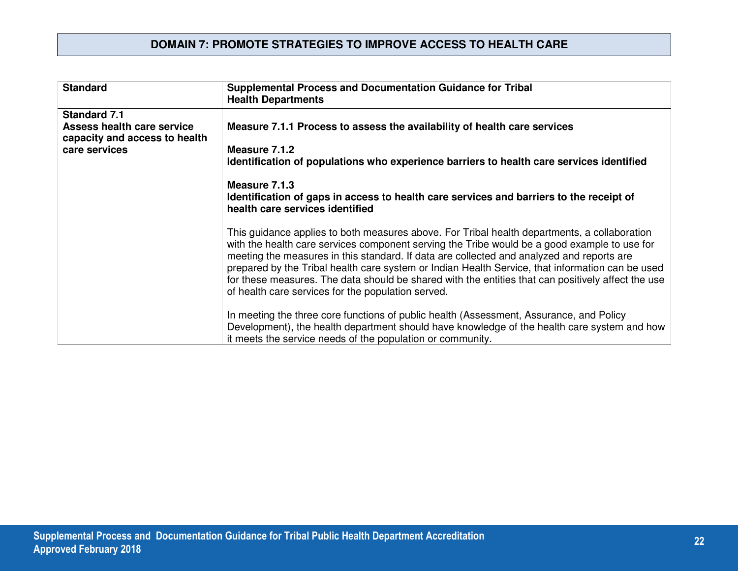## DOMAIN 7: PROMOTE STRATEGIES TO IMPROVE ACCESS TO HEALTH CARE

| Standard | Supplemental Process and Documentation Guidance for Tribal Health Departments |
|---|---|
| **Standard 7.1 Assess health care service capacity and access to health care services** | **Measure 7.1.1 Process to assess the availability of health care services**<br><br>**Measure 7.1.2 Identification of populations who experience barriers to health care services identified**<br><br>**Measure 7.1.3 Identification of gaps in access to health care services and barriers to the receipt of health care services identified**<br><br>This guidance applies to both measures above. For Tribal health departments, a collaboration with the health care services component serving the Tribe would be a good example to use for meeting the measures in this standard. If data are collected and analyzed and reports are prepared by the Tribal health care system or Indian Health Service, that information can be used for these measures. The data should be shared with the entities that can positively affect the use of health care services for the population served.<br><br>In meeting the three core functions of public health (Assessment, Assurance, and Policy Development), the health department should have knowledge of the health care system and how it meets the service needs of the population or community. |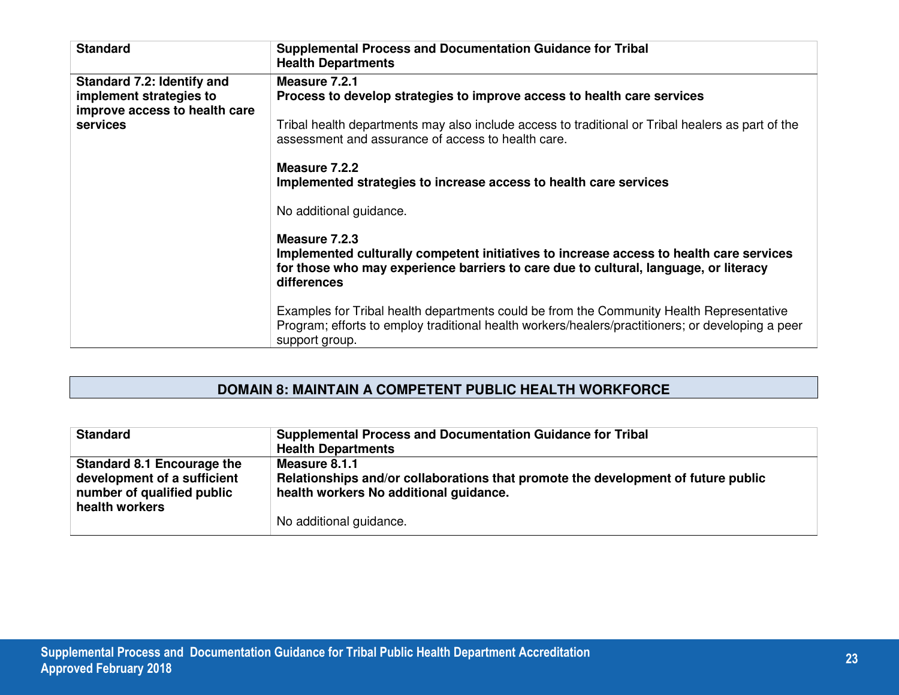| Standard | Supplemental Process and Documentation Guidance for Tribal Health Departments |
|---|---|
| **Standard 7.2: Identify and implement strategies to improve access to health care services** | **Measure 7.2.1**<br>**Process to develop strategies to improve access to health care services**<br><br>Tribal health departments may also include access to traditional or Tribal healers as part of the assessment and assurance of access to health care.<br><br>**Measure 7.2.2**<br>**Implemented strategies to increase access to health care services**<br><br>No additional guidance.<br><br>**Measure 7.2.3**<br>**Implemented culturally competent initiatives to increase access to health care services for those who may experience barriers to care due to cultural, language, or literacy differences**<br><br>Examples for Tribal health departments could be from the Community Health Representative Program; efforts to employ traditional health workers/healers/practitioners; or developing a peer support group. |

## DOMAIN 8: MAINTAIN A COMPETENT PUBLIC HEALTH WORKFORCE

| Standard | Supplemental Process and Documentation Guidance for Tribal Health Departments |
|---|---|
| **Standard 8.1 Encourage the development of a sufficient number of qualified public health workers** | **Measure 8.1.1**<br>**Relationships and/or collaborations that promote the development of future public health workers No additional guidance.**<br><br>No additional guidance. |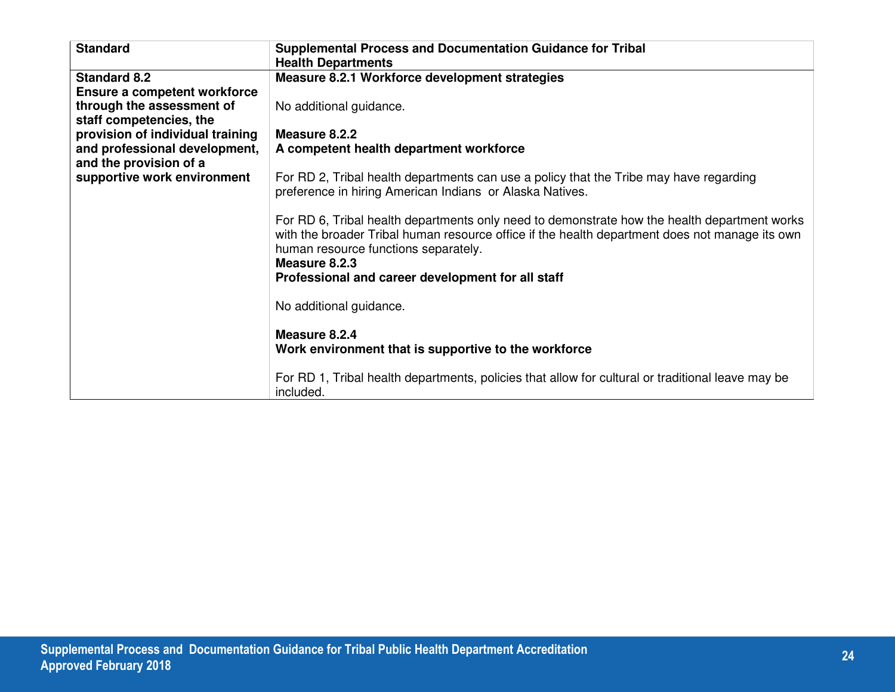| Standard | Supplemental Process and Documentation Guidance for Tribal Health Departments |
|---|---|
| **Standard 8.2**<br>**Ensure a competent workforce through the assessment of staff competencies, the provision of individual training and professional development, and the provision of a supportive work environment** | **Measure 8.2.1 Workforce development strategies**<br><br>No additional guidance.<br><br>**Measure 8.2.2**<br>**A competent health department workforce**<br><br>For RD 2, Tribal health departments can use a policy that the Tribe may have regarding preference in hiring American Indians or Alaska Natives.<br><br>For RD 6, Tribal health departments only need to demonstrate how the health department works with the broader Tribal human resource office if the health department does not manage its own human resource functions separately.<br>**Measure 8.2.3**<br>**Professional and career development for all staff**<br><br>No additional guidance.<br><br>**Measure 8.2.4**<br>**Work environment that is supportive to the workforce**<br><br>For RD 1, Tribal health departments, policies that allow for cultural or traditional leave may be included. |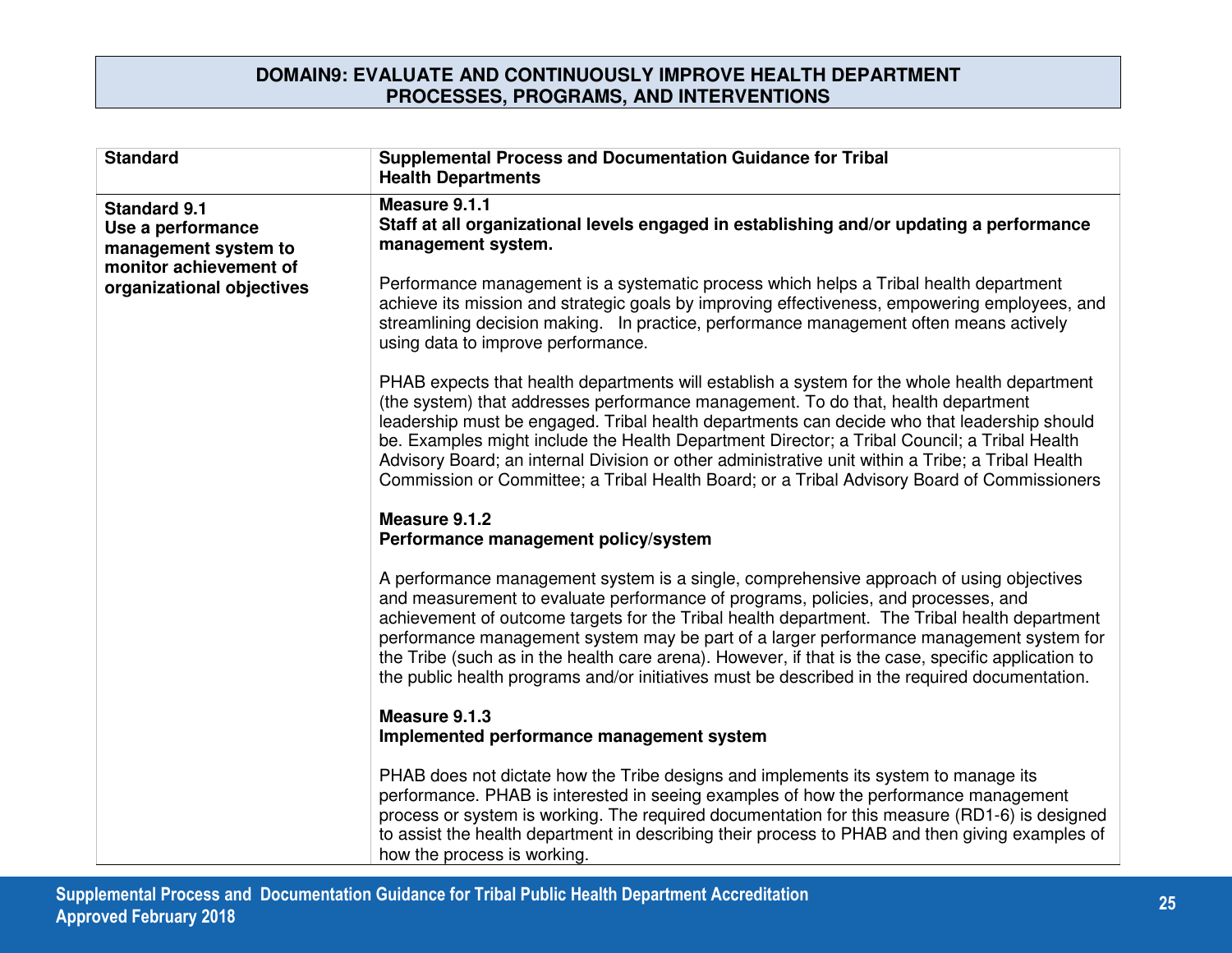## DOMAIN9: EVALUATE AND CONTINUOUSLY IMPROVE HEALTH DEPARTMENT PROCESSES, PROGRAMS, AND INTERVENTIONS

| Standard | Supplemental Process and Documentation Guidance for Tribal Health Departments |
|---|---|
| **Standard 9.1**<br>**Use a performance management system to monitor achievement of organizational objectives** | **Measure 9.1.1**<br>**Staff at all organizational levels engaged in establishing and/or updating a performance management system.**<br><br>Performance management is a systematic process which helps a Tribal health department achieve its mission and strategic goals by improving effectiveness, empowering employees, and streamlining decision making. In practice, performance management often means actively using data to improve performance.<br><br>PHAB expects that health departments will establish a system for the whole health department (the system) that addresses performance management. To do that, health department leadership must be engaged. Tribal health departments can decide who that leadership should be. Examples might include the Health Department Director; a Tribal Council; a Tribal Health Advisory Board; an internal Division or other administrative unit within a Tribe; a Tribal Health Commission or Committee; a Tribal Health Board; or a Tribal Advisory Board of Commissioners<br><br>**Measure 9.1.2**<br>**Performance management policy/system**<br><br>A performance management system is a single, comprehensive approach of using objectives and measurement to evaluate performance of programs, policies, and processes, and achievement of outcome targets for the Tribal health department. The Tribal health department performance management system may be part of a larger performance management system for the Tribe (such as in the health care arena). However, if that is the case, specific application to the public health programs and/or initiatives must be described in the required documentation.<br><br>**Measure 9.1.3**<br>**Implemented performance management system**<br><br>PHAB does not dictate how the Tribe designs and implements its system to manage its performance. PHAB is interested in seeing examples of how the performance management process or system is working. The required documentation for this measure (RD1-6) is designed to assist the health department in describing their process to PHAB and then giving examples of how the process is working. |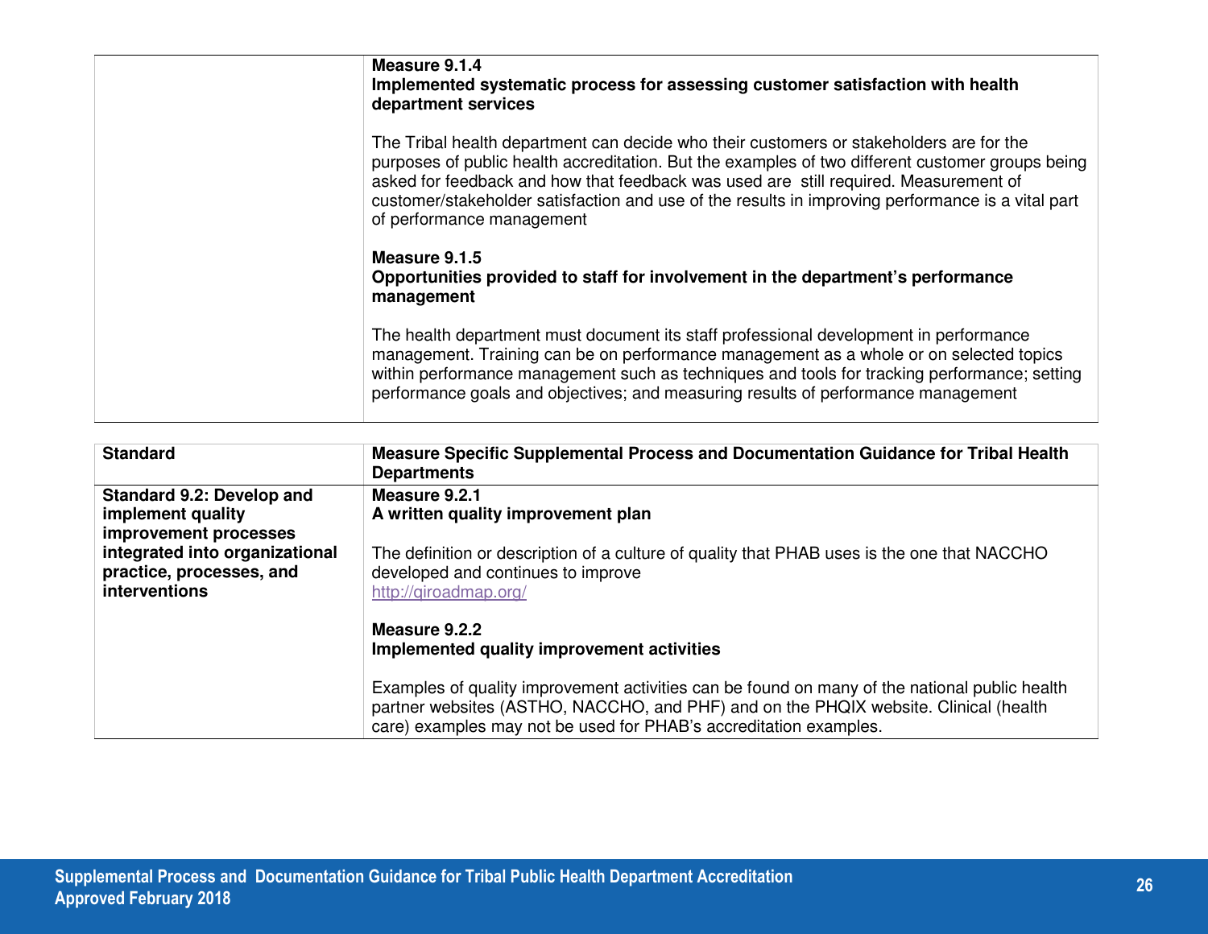| | |
|---|---|
| | **Measure 9.1.4**<br>**Implemented systematic process for assessing customer satisfaction with health department services**<br><br>The Tribal health department can decide who their customers or stakeholders are for the purposes of public health accreditation. But the examples of two different customer groups being asked for feedback and how that feedback was used are still required. Measurement of customer/stakeholder satisfaction and use of the results in improving performance is a vital part of performance management<br><br>**Measure 9.1.5**<br>**Opportunities provided to staff for involvement in the department's performance management**<br><br>The health department must document its staff professional development in performance management. Training can be on performance management as a whole or on selected topics within performance management such as techniques and tools for tracking performance; setting performance goals and objectives; and measuring results of performance management |

| **Standard** | **Measure Specific Supplemental Process and Documentation Guidance for Tribal Health Departments** |
|---|---|
| **Standard 9.2: Develop and implement quality improvement processes integrated into organizational practice, processes, and interventions** | **Measure 9.2.1**<br>**A written quality improvement plan**<br><br>The definition or description of a culture of quality that PHAB uses is the one that NACCHO developed and continues to improve<br>http://qiroadmap.org/<br><br>**Measure 9.2.2**<br>**Implemented quality improvement activities**<br><br>Examples of quality improvement activities can be found on many of the national public health partner websites (ASTHO, NACCHO, and PHF) and on the PHQIX website. Clinical (health care) examples may not be used for PHAB's accreditation examples. |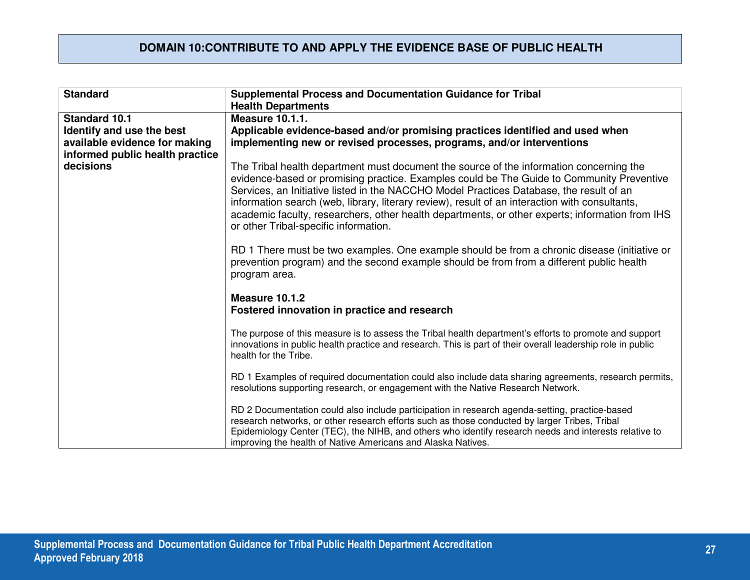## DOMAIN 10:CONTRIBUTE TO AND APPLY THE EVIDENCE BASE OF PUBLIC HEALTH

| Standard | Supplemental Process and Documentation Guidance for Tribal Health Departments |
|---|---|
| **Standard 10.1**<br>**Identify and use the best available evidence for making informed public health practice decisions** | **Measure 10.1.1.**<br>**Applicable evidence-based and/or promising practices identified and used when implementing new or revised processes, programs, and/or interventions**<br><br>The Tribal health department must document the source of the information concerning the evidence-based or promising practice. Examples could be The Guide to Community Preventive Services, an Initiative listed in the NACCHO Model Practices Database, the result of an information search (web, library, literary review), result of an interaction with consultants, academic faculty, researchers, other health departments, or other experts; information from IHS or other Tribal-specific information.<br><br>RD 1 There must be two examples. One example should be from a chronic disease (initiative or prevention program) and the second example should be from from a different public health program area.<br><br>**Measure 10.1.2**<br>**Fostered innovation in practice and research**<br><br>The purpose of this measure is to assess the Tribal health department's efforts to promote and support innovations in public health practice and research. This is part of their overall leadership role in public health for the Tribe.<br><br>RD 1 Examples of required documentation could also include data sharing agreements, research permits, resolutions supporting research, or engagement with the Native Research Network.<br><br>RD 2 Documentation could also include participation in research agenda-setting, practice-based research networks, or other research efforts such as those conducted by larger Tribes, Tribal Epidemiology Center (TEC), the NIHB, and others who identify research needs and interests relative to improving the health of Native Americans and Alaska Natives. |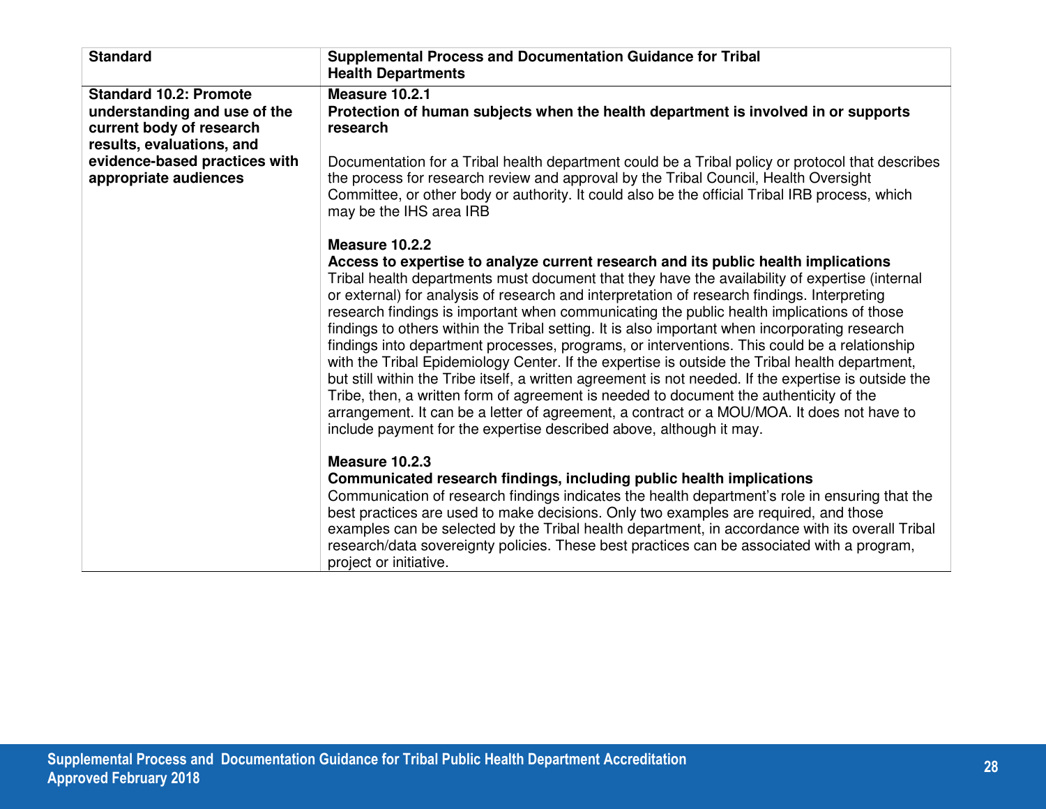| Standard | Supplemental Process and Documentation Guidance for Tribal Health Departments |
|---|---|
| **Standard 10.2: Promote understanding and use of the current body of research results, evaluations, and evidence-based practices with appropriate audiences** | **Measure 10.2.1**<br>**Protection of human subjects when the health department is involved in or supports research**<br><br>Documentation for a Tribal health department could be a Tribal policy or protocol that describes the process for research review and approval by the Tribal Council, Health Oversight Committee, or other body or authority. It could also be the official Tribal IRB process, which may be the IHS area IRB<br><br>**Measure 10.2.2**<br>**Access to expertise to analyze current research and its public health implications**<br>Tribal health departments must document that they have the availability of expertise (internal or external) for analysis of research and interpretation of research findings. Interpreting research findings is important when communicating the public health implications of those findings to others within the Tribal setting. It is also important when incorporating research findings into department processes, programs, or interventions. This could be a relationship with the Tribal Epidemiology Center. If the expertise is outside the Tribal health department, but still within the Tribe itself, a written agreement is not needed. If the expertise is outside the Tribe, then, a written form of agreement is needed to document the authenticity of the arrangement. It can be a letter of agreement, a contract or a MOU/MOA. It does not have to include payment for the expertise described above, although it may.<br><br>**Measure 10.2.3**<br>**Communicated research findings, including public health implications**<br>Communication of research findings indicates the health department's role in ensuring that the best practices are used to make decisions. Only two examples are required, and those examples can be selected by the Tribal health department, in accordance with its overall Tribal research/data sovereignty policies. These best practices can be associated with a program, project or initiative. |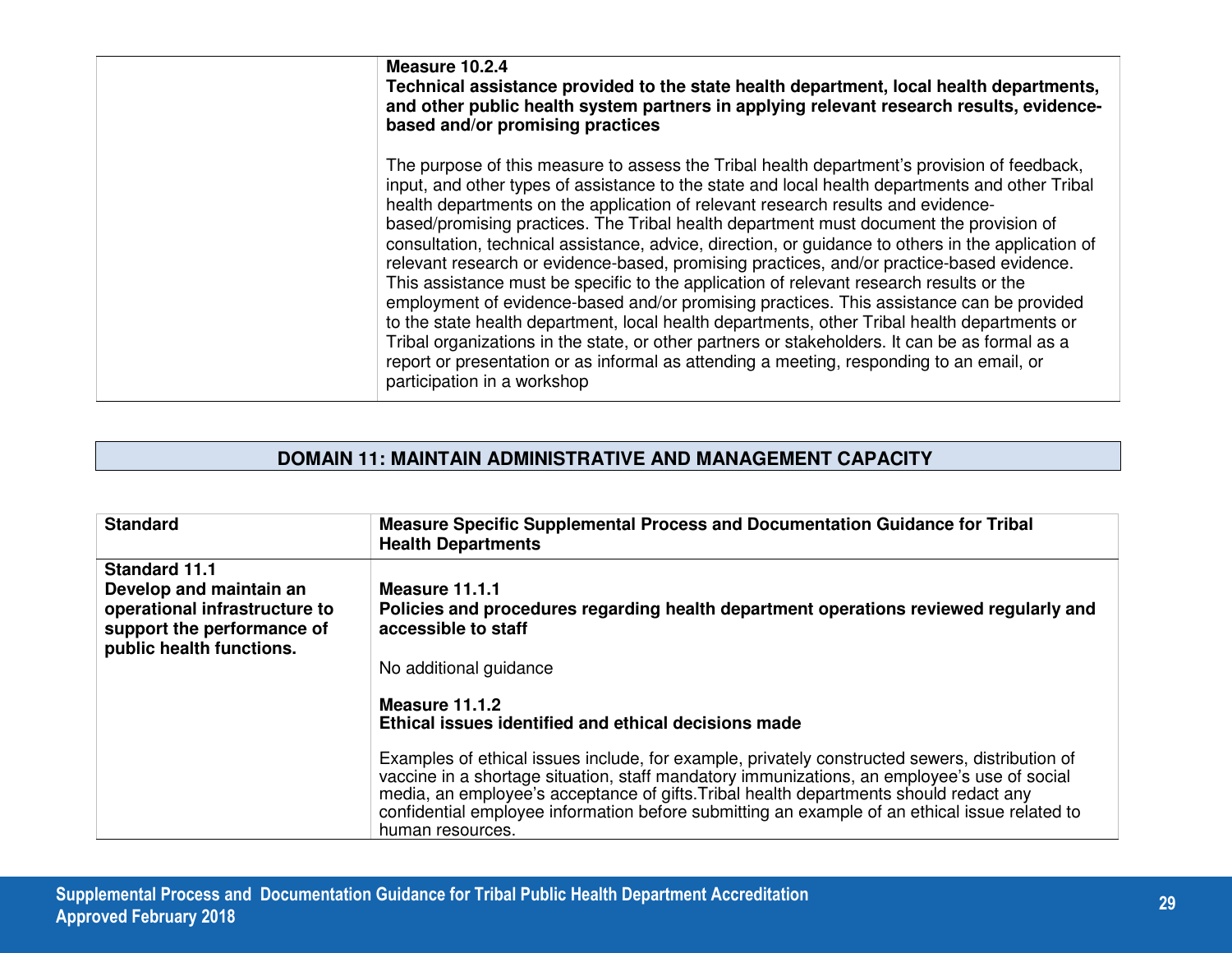| | |
|---|---|
| | **Measure 10.2.4**<br>**Technical assistance provided to the state health department, local health departments, and other public health system partners in applying relevant research results, evidence-based and/or promising practices**<br><br>The purpose of this measure to assess the Tribal health department's provision of feedback, input, and other types of assistance to the state and local health departments and other Tribal health departments on the application of relevant research results and evidence-based/promising practices. The Tribal health department must document the provision of consultation, technical assistance, advice, direction, or guidance to others in the application of relevant research or evidence-based, promising practices, and/or practice-based evidence. This assistance must be specific to the application of relevant research results or the employment of evidence-based and/or promising practices. This assistance can be provided to the state health department, local health departments, other Tribal health departments or Tribal organizations in the state, or other partners or stakeholders. It can be as formal as a report or presentation or as informal as attending a meeting, responding to an email, or participation in a workshop |

## DOMAIN 11: MAINTAIN ADMINISTRATIVE AND MANAGEMENT CAPACITY

| Standard | Measure Specific Supplemental Process and Documentation Guidance for Tribal Health Departments |
|---|---|
| **Standard 11.1**<br>**Develop and maintain an operational infrastructure to support the performance of public health functions.** | **Measure 11.1.1**<br>**Policies and procedures regarding health department operations reviewed regularly and accessible to staff**<br><br>No additional guidance<br><br>**Measure 11.1.2**<br>**Ethical issues identified and ethical decisions made**<br><br>Examples of ethical issues include, for example, privately constructed sewers, distribution of vaccine in a shortage situation, staff mandatory immunizations, an employee's use of social media, an employee's acceptance of gifts.Tribal health departments should redact any confidential employee information before submitting an example of an ethical issue related to human resources. |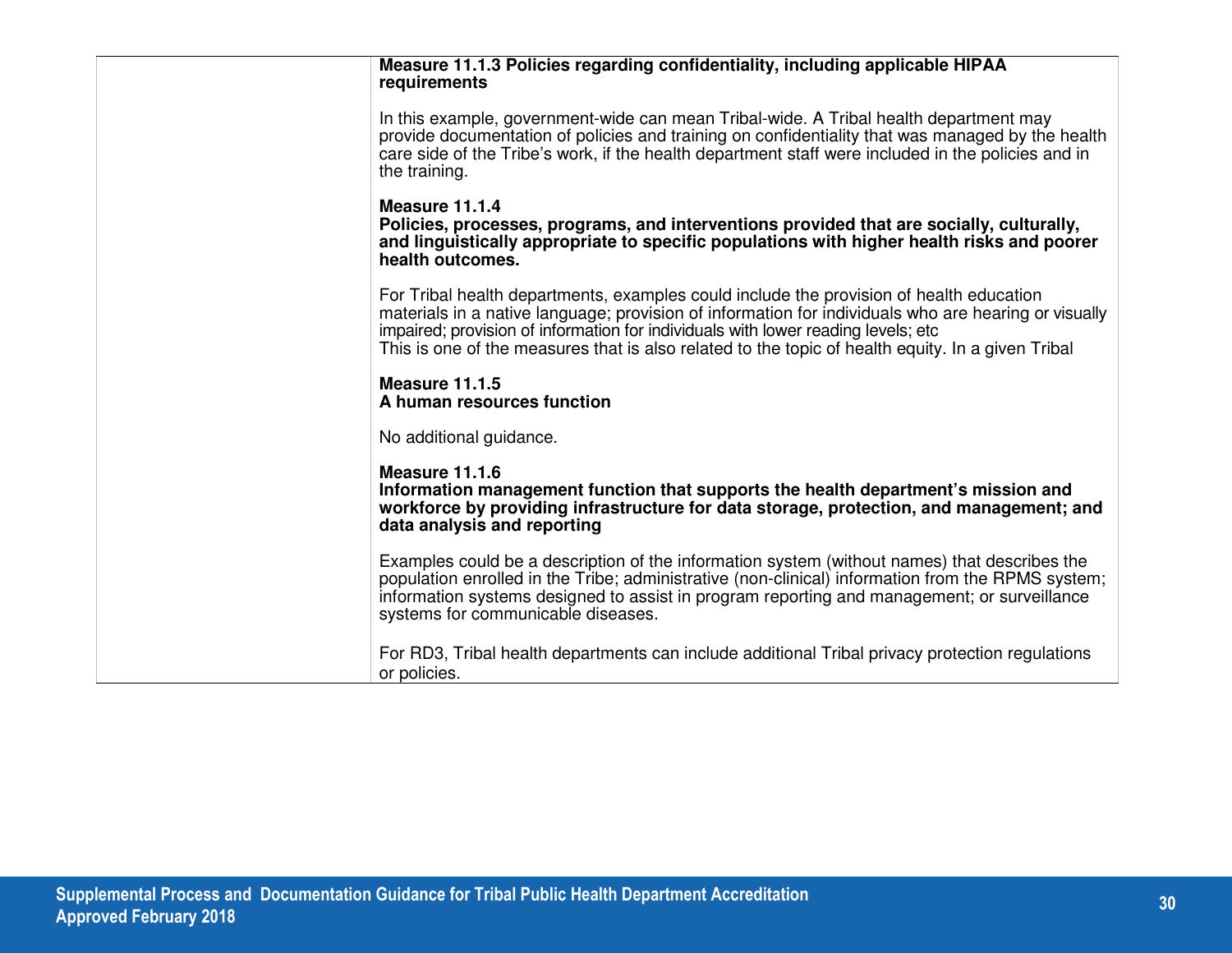| | |
|---|---|
| | **Measure 11.1.3 Policies regarding confidentiality, including applicable HIPAA requirements**<br><br>In this example, government-wide can mean Tribal-wide. A Tribal health department may provide documentation of policies and training on confidentiality that was managed by the health care side of the Tribe's work, if the health department staff were included in the policies and in the training.<br><br>**Measure 11.1.4**<br>**Policies, processes, programs, and interventions provided that are socially, culturally, and linguistically appropriate to specific populations with higher health risks and poorer health outcomes.**<br><br>For Tribal health departments, examples could include the provision of health education materials in a native language; provision of information for individuals who are hearing or visually impaired; provision of information for individuals with lower reading levels; etc<br>This is one of the measures that is also related to the topic of health equity. In a given Tribal<br><br>**Measure 11.1.5**<br>**A human resources function**<br><br>No additional guidance.<br><br>**Measure 11.1.6**<br>**Information management function that supports the health department's mission and workforce by providing infrastructure for data storage, protection, and management; and data analysis and reporting**<br><br>Examples could be a description of the information system (without names) that describes the population enrolled in the Tribe; administrative (non-clinical) information from the RPMS system; information systems designed to assist in program reporting and management; or surveillance systems for communicable diseases.<br><br>For RD3, Tribal health departments can include additional Tribal privacy protection regulations or policies. |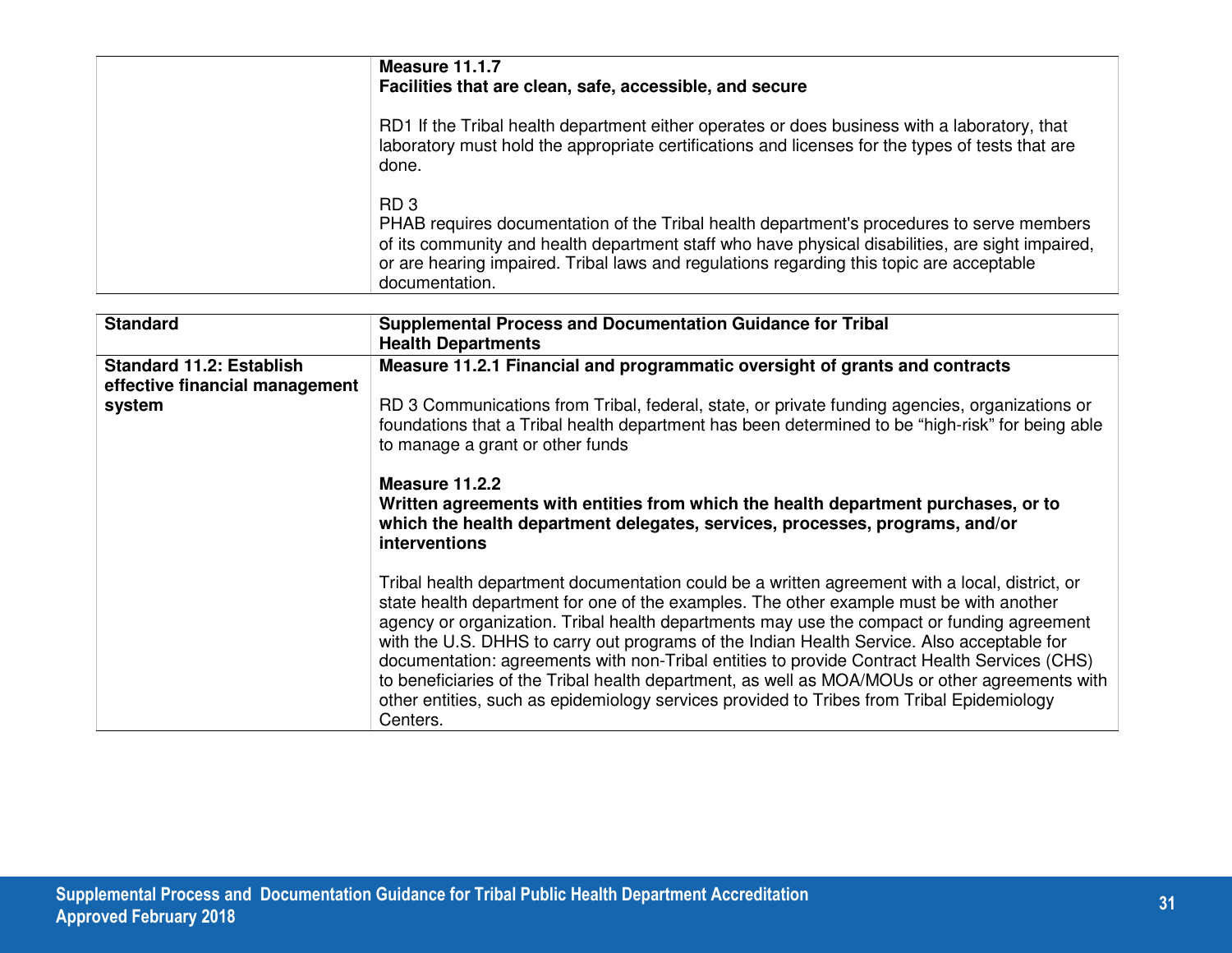| | |
|---|---|
| | **Measure 11.1.7**<br>**Facilities that are clean, safe, accessible, and secure**<br><br>RD1 If the Tribal health department either operates or does business with a laboratory, that laboratory must hold the appropriate certifications and licenses for the types of tests that are done.<br><br>RD 3<br>PHAB requires documentation of the Tribal health department's procedures to serve members of its community and health department staff who have physical disabilities, are sight impaired, or are hearing impaired. Tribal laws and regulations regarding this topic are acceptable documentation. |

| Standard | Supplemental Process and Documentation Guidance for Tribal Health Departments |
|---|---|
| **Standard 11.2: Establish effective financial management system** | **Measure 11.2.1 Financial and programmatic oversight of grants and contracts**<br><br>RD 3 Communications from Tribal, federal, state, or private funding agencies, organizations or foundations that a Tribal health department has been determined to be "high-risk" for being able to manage a grant or other funds<br><br>**Measure 11.2.2**<br>**Written agreements with entities from which the health department purchases, or to which the health department delegates, services, processes, programs, and/or interventions**<br><br>Tribal health department documentation could be a written agreement with a local, district, or state health department for one of the examples. The other example must be with another agency or organization. Tribal health departments may use the compact or funding agreement with the U.S. DHHS to carry out programs of the Indian Health Service. Also acceptable for documentation: agreements with non-Tribal entities to provide Contract Health Services (CHS) to beneficiaries of the Tribal health department, as well as MOA/MOUs or other agreements with other entities, such as epidemiology services provided to Tribes from Tribal Epidemiology Centers. |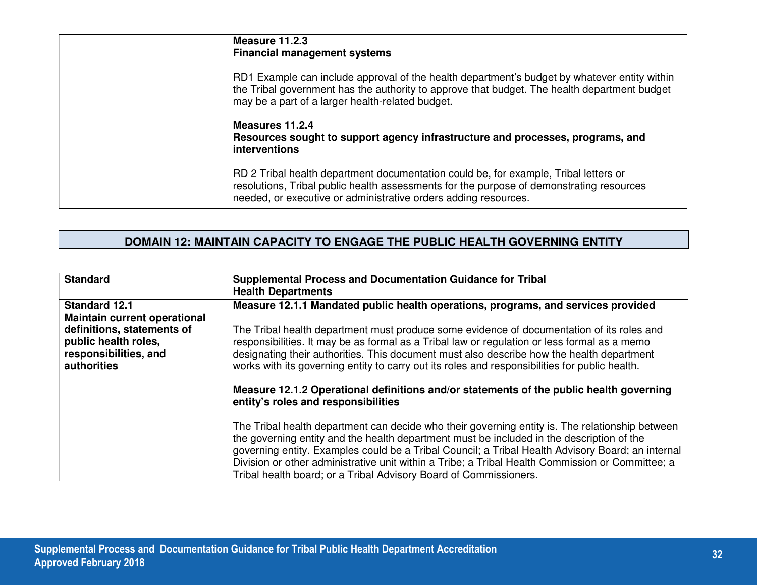| | |
|---|---|
| | **Measure 11.2.3**<br>**Financial management systems**<br><br>RD1 Example can include approval of the health department's budget by whatever entity within the Tribal government has the authority to approve that budget. The health department budget may be a part of a larger health-related budget.<br><br>**Measures 11.2.4**<br>**Resources sought to support agency infrastructure and processes, programs, and interventions**<br><br>RD 2 Tribal health department documentation could be, for example, Tribal letters or resolutions, Tribal public health assessments for the purpose of demonstrating resources needed, or executive or administrative orders adding resources. |

## DOMAIN 12: MAINTAIN CAPACITY TO ENGAGE THE PUBLIC HEALTH GOVERNING ENTITY

| Standard | Supplemental Process and Documentation Guidance for Tribal Health Departments |
|---|---|
| **Standard 12.1**<br>**Maintain current operational definitions, statements of public health roles, responsibilities, and authorities** | **Measure 12.1.1 Mandated public health operations, programs, and services provided**<br><br>The Tribal health department must produce some evidence of documentation of its roles and responsibilities. It may be as formal as a Tribal law or regulation or less formal as a memo designating their authorities. This document must also describe how the health department works with its governing entity to carry out its roles and responsibilities for public health.<br><br>**Measure 12.1.2 Operational definitions and/or statements of the public health governing entity's roles and responsibilities**<br><br>The Tribal health department can decide who their governing entity is. The relationship between the governing entity and the health department must be included in the description of the governing entity. Examples could be a Tribal Council; a Tribal Health Advisory Board; an internal Division or other administrative unit within a Tribe; a Tribal Health Commission or Committee; a Tribal health board; or a Tribal Advisory Board of Commissioners. |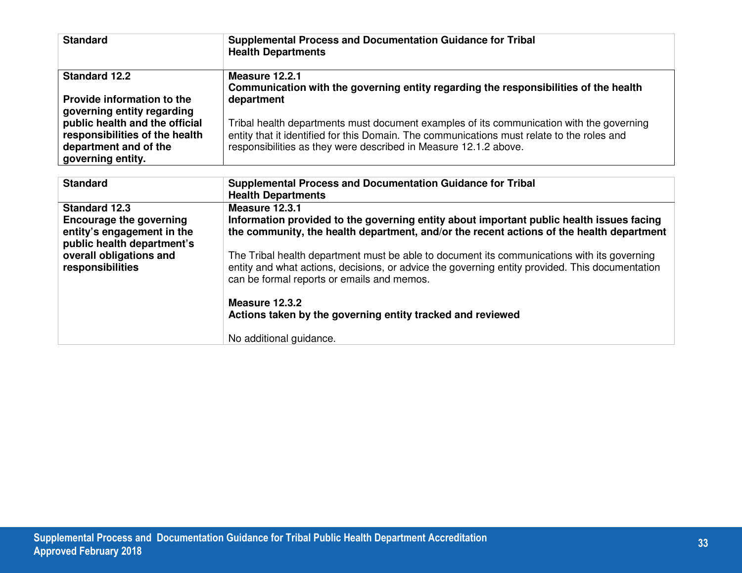| Standard | Supplemental Process and Documentation Guidance for Tribal Health Departments |
|---|---|
| **Standard 12.2**<br><br>**Provide information to the governing entity regarding public health and the official responsibilities of the health department and of the governing entity.** | **Measure 12.2.1**<br>**Communication with the governing entity regarding the responsibilities of the health department**<br><br>Tribal health departments must document examples of its communication with the governing entity that it identified for this Domain. The communications must relate to the roles and responsibilities as they were described in Measure 12.1.2 above. |

| Standard | Supplemental Process and Documentation Guidance for Tribal Health Departments |
|---|---|
| **Standard 12.3**<br>**Encourage the governing entity's engagement in the public health department's overall obligations and responsibilities** | **Measure 12.3.1**<br>**Information provided to the governing entity about important public health issues facing the community, the health department, and/or the recent actions of the health department**<br><br>The Tribal health department must be able to document its communications with its governing entity and what actions, decisions, or advice the governing entity provided. This documentation can be formal reports or emails and memos.<br><br>**Measure 12.3.2**<br>**Actions taken by the governing entity tracked and reviewed**<br><br>No additional guidance. |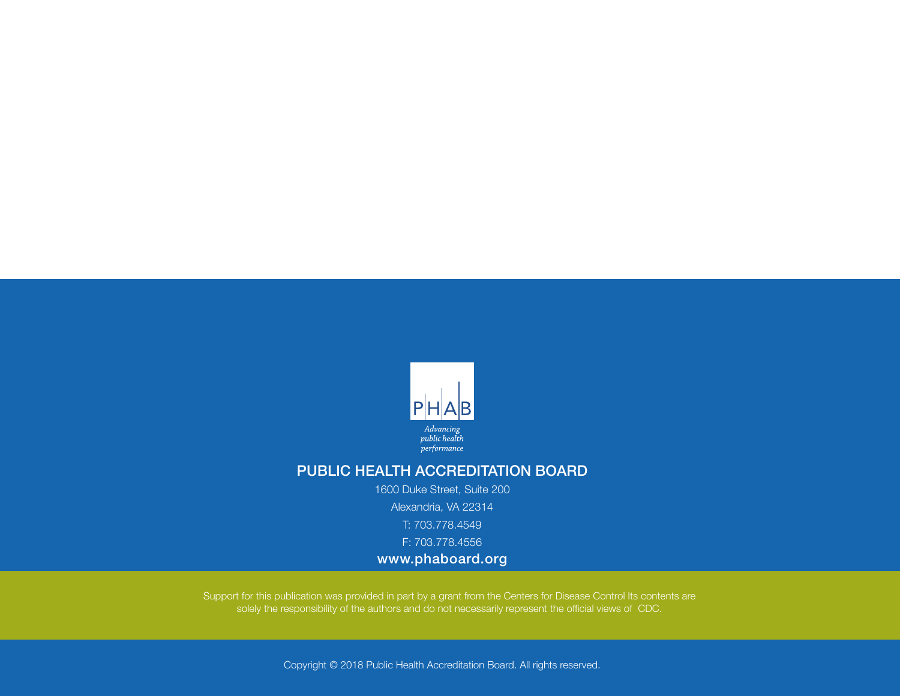PHAB

*Advancing public health performance*

**PUBLIC HEALTH ACCREDITATION BOARD**

1600 Duke Street, Suite 200

Alexandria, VA 22314

T: 703.778.4549

F: 703.778.4556

**www.phaboard.org**

Support for this publication was provided in part by a grant from the Centers for Disease Control Its contents are solely the responsibility of the authors and do not necessarily represent the official views of CDC.

Copyright © 2018 Public Health Accreditation Board. All rights reserved.